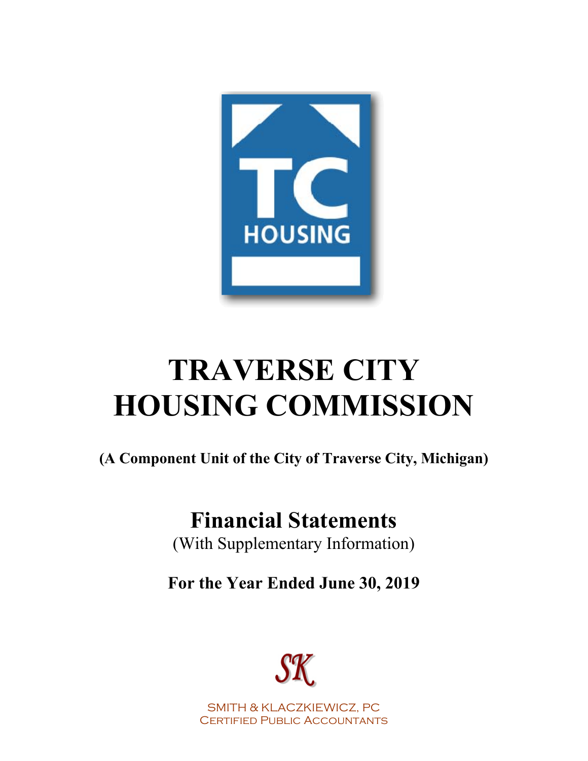TC HOUSING

# TRAVERSE CITY HOUSING COMMISSION

**(A Component Unit of the City of Traverse City, Michigan)**

## Financial Statements

(With Supplementary Information)

**For the Year Ended June 30, 2019**

SK

SMITH & KLACZKIEWICZ, PC
CERTIFIED PUBLIC ACCOUNTANTS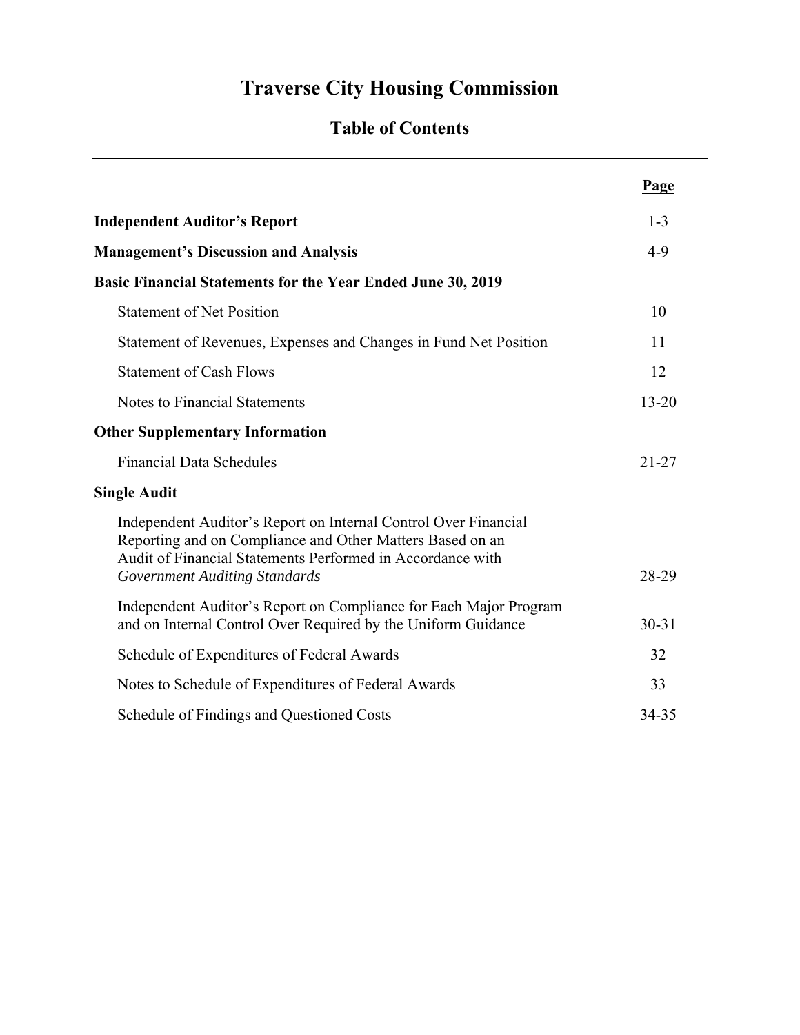# Traverse City Housing Commission

## Table of Contents

| | Page |
|---|---|
| **Independent Auditor's Report** | 1-3 |
| **Management's Discussion and Analysis** | 4-9 |
| **Basic Financial Statements for the Year Ended June 30, 2019** | |
| Statement of Net Position | 10 |
| Statement of Revenues, Expenses and Changes in Fund Net Position | 11 |
| Statement of Cash Flows | 12 |
| Notes to Financial Statements | 13-20 |
| **Other Supplementary Information** | |
| Financial Data Schedules | 21-27 |
| **Single Audit** | |
| Independent Auditor's Report on Internal Control Over Financial Reporting and on Compliance and Other Matters Based on an Audit of Financial Statements Performed in Accordance with *Government Auditing Standards* | 28-29 |
| Independent Auditor's Report on Compliance for Each Major Program and on Internal Control Over Required by the Uniform Guidance | 30-31 |
| Schedule of Expenditures of Federal Awards | 32 |
| Notes to Schedule of Expenditures of Federal Awards | 33 |
| Schedule of Findings and Questioned Costs | 34-35 |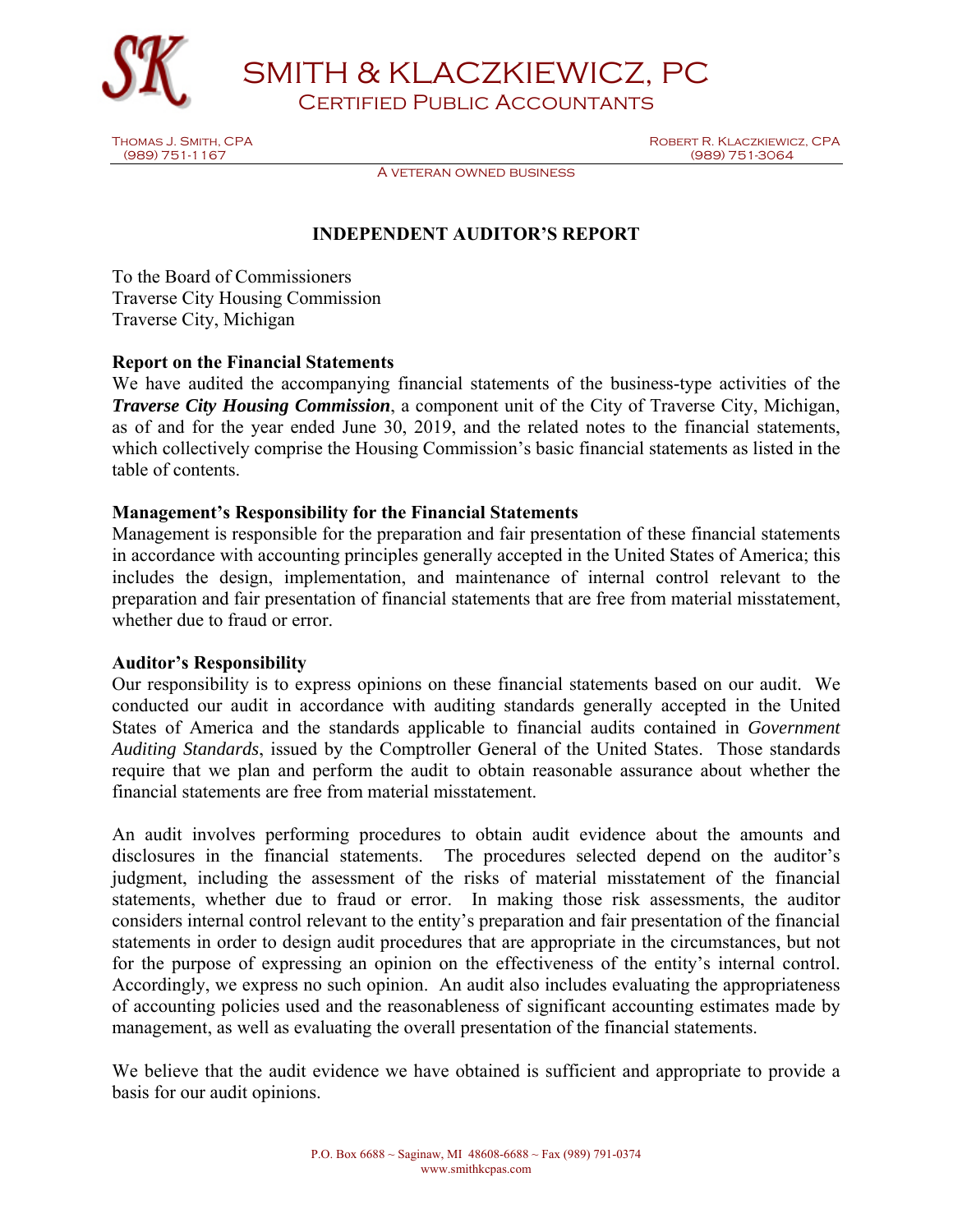# SMITH & KLACZKIEWICZ, PC
## CERTIFIED PUBLIC ACCOUNTANTS

THOMAS J. SMITH, CPA
(989) 751-1167

ROBERT R. KLACZKIEWICZ, CPA
(989) 751-3064

A VETERAN OWNED BUSINESS

### INDEPENDENT AUDITOR'S REPORT

To the Board of Commissioners
Traverse City Housing Commission
Traverse City, Michigan

**Report on the Financial Statements**
We have audited the accompanying financial statements of the business-type activities of the ***Traverse City Housing Commission***, a component unit of the City of Traverse City, Michigan, as of and for the year ended June 30, 2019, and the related notes to the financial statements, which collectively comprise the Housing Commission's basic financial statements as listed in the table of contents.

**Management's Responsibility for the Financial Statements**
Management is responsible for the preparation and fair presentation of these financial statements in accordance with accounting principles generally accepted in the United States of America; this includes the design, implementation, and maintenance of internal control relevant to the preparation and fair presentation of financial statements that are free from material misstatement, whether due to fraud or error.

**Auditor's Responsibility**
Our responsibility is to express opinions on these financial statements based on our audit. We conducted our audit in accordance with auditing standards generally accepted in the United States of America and the standards applicable to financial audits contained in *Government Auditing Standards*, issued by the Comptroller General of the United States. Those standards require that we plan and perform the audit to obtain reasonable assurance about whether the financial statements are free from material misstatement.

An audit involves performing procedures to obtain audit evidence about the amounts and disclosures in the financial statements. The procedures selected depend on the auditor's judgment, including the assessment of the risks of material misstatement of the financial statements, whether due to fraud or error. In making those risk assessments, the auditor considers internal control relevant to the entity's preparation and fair presentation of the financial statements in order to design audit procedures that are appropriate in the circumstances, but not for the purpose of expressing an opinion on the effectiveness of the entity's internal control. Accordingly, we express no such opinion. An audit also includes evaluating the appropriateness of accounting policies used and the reasonableness of significant accounting estimates made by management, as well as evaluating the overall presentation of the financial statements.

We believe that the audit evidence we have obtained is sufficient and appropriate to provide a basis for our audit opinions.

P.O. Box 6688 ~ Saginaw, MI 48608-6688 ~ Fax (989) 791-0374
www.smithkcpas.com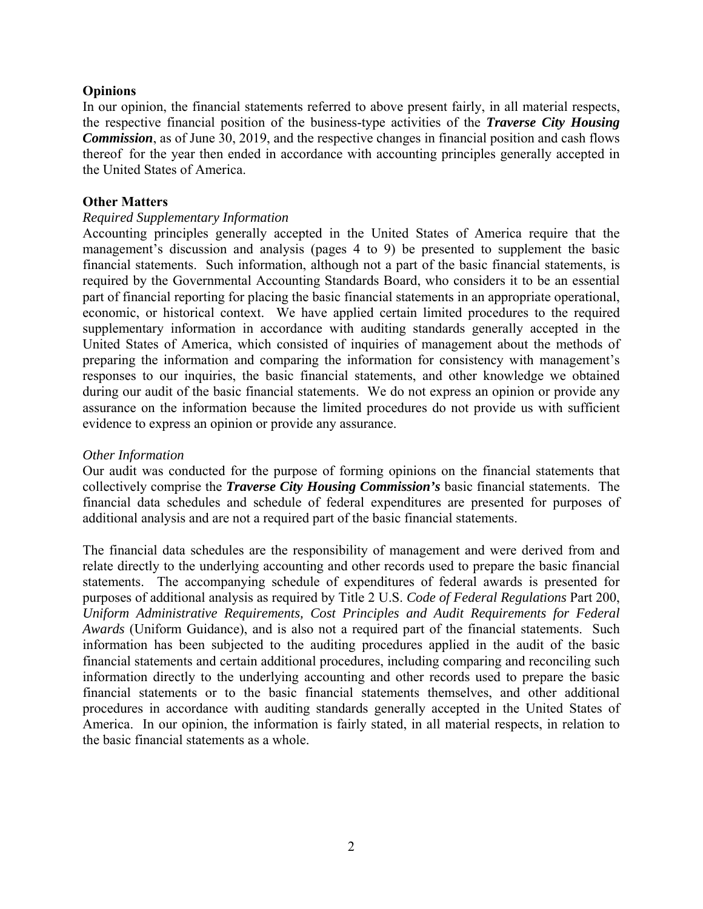### Opinions

In our opinion, the financial statements referred to above present fairly, in all material respects, the respective financial position of the business-type activities of the ***Traverse City Housing Commission***, as of June 30, 2019, and the respective changes in financial position and cash flows thereof for the year then ended in accordance with accounting principles generally accepted in the United States of America.

### Other Matters

*Required Supplementary Information*

Accounting principles generally accepted in the United States of America require that the management's discussion and analysis (pages 4 to 9) be presented to supplement the basic financial statements. Such information, although not a part of the basic financial statements, is required by the Governmental Accounting Standards Board, who considers it to be an essential part of financial reporting for placing the basic financial statements in an appropriate operational, economic, or historical context. We have applied certain limited procedures to the required supplementary information in accordance with auditing standards generally accepted in the United States of America, which consisted of inquiries of management about the methods of preparing the information and comparing the information for consistency with management's responses to our inquiries, the basic financial statements, and other knowledge we obtained during our audit of the basic financial statements. We do not express an opinion or provide any assurance on the information because the limited procedures do not provide us with sufficient evidence to express an opinion or provide any assurance.

*Other Information*

Our audit was conducted for the purpose of forming opinions on the financial statements that collectively comprise the ***Traverse City Housing Commission's*** basic financial statements. The financial data schedules and schedule of federal expenditures are presented for purposes of additional analysis and are not a required part of the basic financial statements.

The financial data schedules are the responsibility of management and were derived from and relate directly to the underlying accounting and other records used to prepare the basic financial statements. The accompanying schedule of expenditures of federal awards is presented for purposes of additional analysis as required by Title 2 U.S. *Code of Federal Regulations* Part 200, *Uniform Administrative Requirements, Cost Principles and Audit Requirements for Federal Awards* (Uniform Guidance), and is also not a required part of the financial statements. Such information has been subjected to the auditing procedures applied in the audit of the basic financial statements and certain additional procedures, including comparing and reconciling such information directly to the underlying accounting and other records used to prepare the basic financial statements or to the basic financial statements themselves, and other additional procedures in accordance with auditing standards generally accepted in the United States of America. In our opinion, the information is fairly stated, in all material respects, in relation to the basic financial statements as a whole.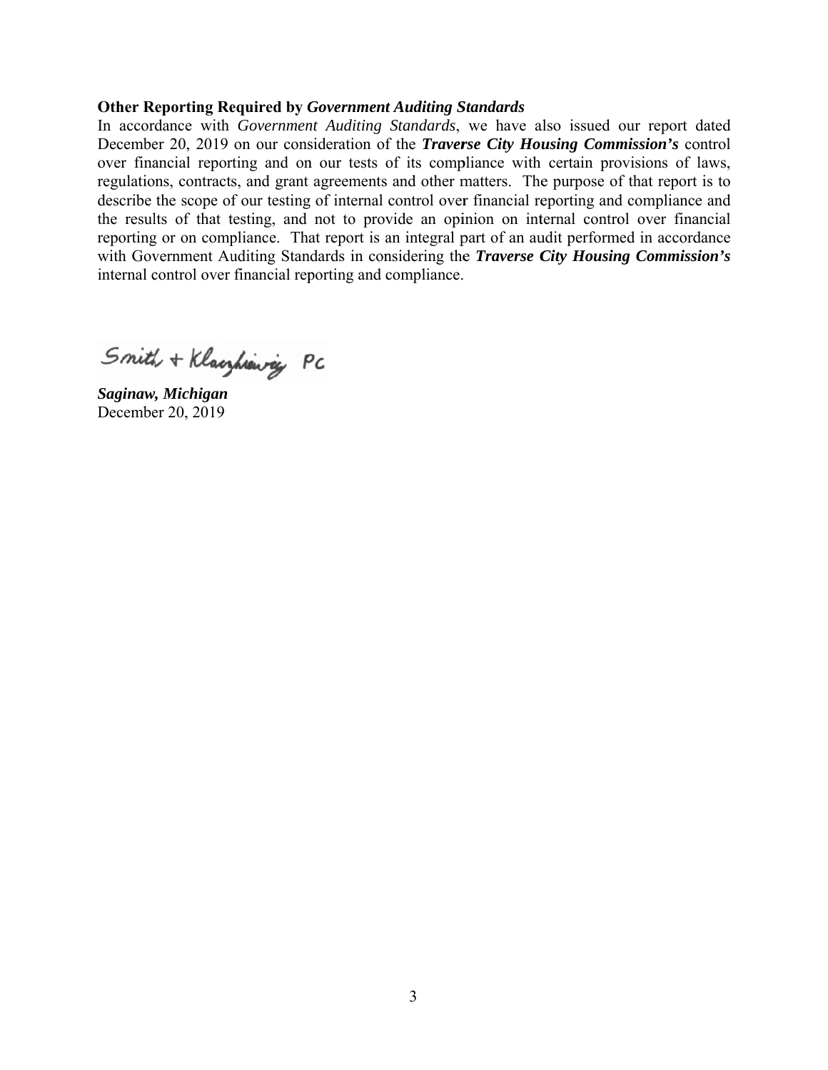**Other Reporting Required by *Government Auditing Standards***

In accordance with *Government Auditing Standards*, we have also issued our report dated December 20, 2019 on our consideration of the ***Traverse City Housing Commission's*** control over financial reporting and on our tests of its compliance with certain provisions of laws, regulations, contracts, and grant agreements and other matters. The purpose of that report is to describe the scope of our testing of internal control over financial reporting and compliance and the results of that testing, and not to provide an opinion on internal control over financial reporting or on compliance. That report is an integral part of an audit performed in accordance with Government Auditing Standards in considering the ***Traverse City Housing Commission's*** internal control over financial reporting and compliance.

Smith + Klaczkiewicz PC

***Saginaw, Michigan***
December 20, 2019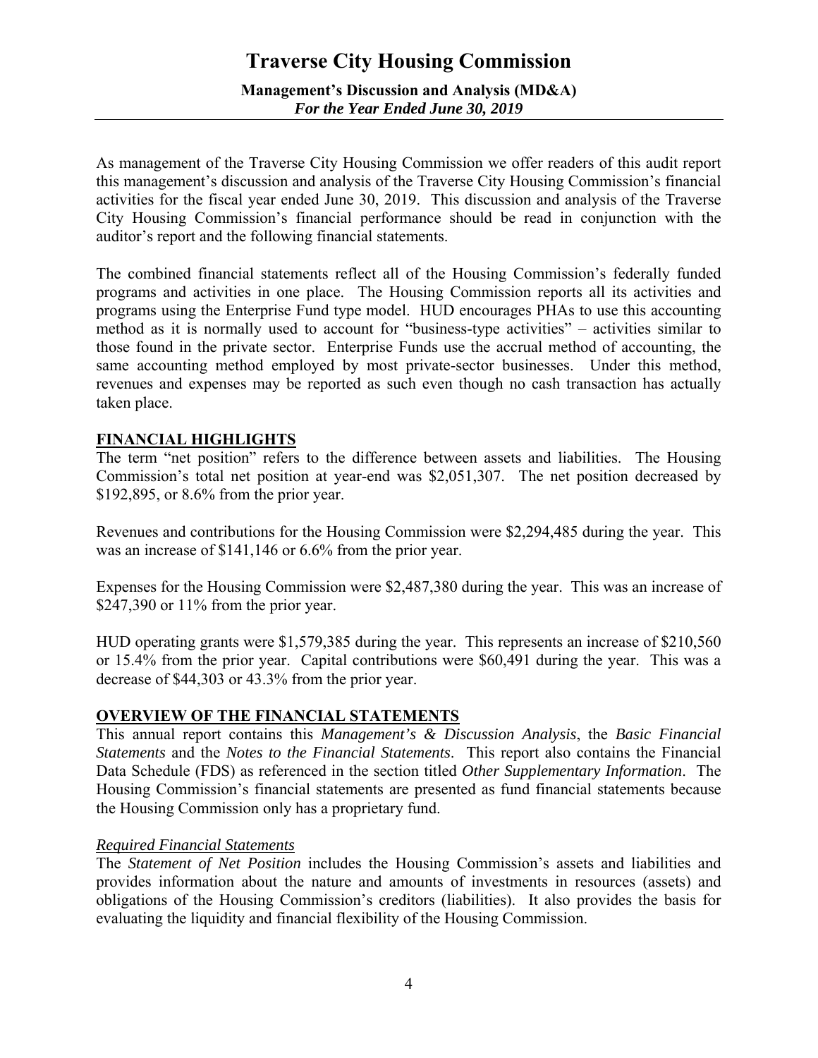# Traverse City Housing Commission

**Management's Discussion and Analysis (MD&A)**
***For the Year Ended June 30, 2019***

As management of the Traverse City Housing Commission we offer readers of this audit report this management's discussion and analysis of the Traverse City Housing Commission's financial activities for the fiscal year ended June 30, 2019. This discussion and analysis of the Traverse City Housing Commission's financial performance should be read in conjunction with the auditor's report and the following financial statements.

The combined financial statements reflect all of the Housing Commission's federally funded programs and activities in one place. The Housing Commission reports all its activities and programs using the Enterprise Fund type model. HUD encourages PHAs to use this accounting method as it is normally used to account for "business-type activities" – activities similar to those found in the private sector. Enterprise Funds use the accrual method of accounting, the same accounting method employed by most private-sector businesses. Under this method, revenues and expenses may be reported as such even though no cash transaction has actually taken place.

## FINANCIAL HIGHLIGHTS

The term "net position" refers to the difference between assets and liabilities. The Housing Commission's total net position at year-end was $2,051,307. The net position decreased by $192,895, or 8.6% from the prior year.

Revenues and contributions for the Housing Commission were $2,294,485 during the year. This was an increase of $141,146 or 6.6% from the prior year.

Expenses for the Housing Commission were $2,487,380 during the year. This was an increase of $247,390 or 11% from the prior year.

HUD operating grants were $1,579,385 during the year. This represents an increase of $210,560 or 15.4% from the prior year. Capital contributions were $60,491 during the year. This was a decrease of $44,303 or 43.3% from the prior year.

## OVERVIEW OF THE FINANCIAL STATEMENTS

This annual report contains this *Management's & Discussion Analysis*, the *Basic Financial Statements* and the *Notes to the Financial Statements*. This report also contains the Financial Data Schedule (FDS) as referenced in the section titled *Other Supplementary Information*. The Housing Commission's financial statements are presented as fund financial statements because the Housing Commission only has a proprietary fund.

### *Required Financial Statements*

The *Statement of Net Position* includes the Housing Commission's assets and liabilities and provides information about the nature and amounts of investments in resources (assets) and obligations of the Housing Commission's creditors (liabilities). It also provides the basis for evaluating the liquidity and financial flexibility of the Housing Commission.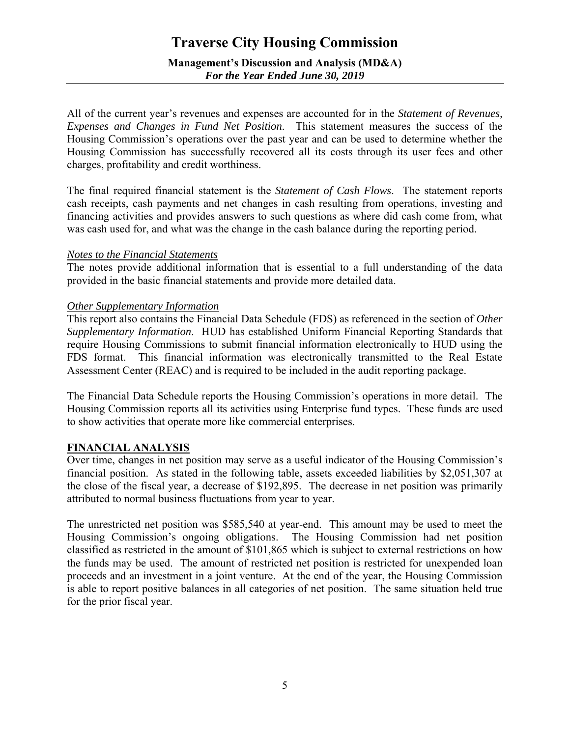All of the current year's revenues and expenses are accounted for in the *Statement of Revenues, Expenses and Changes in Fund Net Position*. This statement measures the success of the Housing Commission's operations over the past year and can be used to determine whether the Housing Commission has successfully recovered all its costs through its user fees and other charges, profitability and credit worthiness.

The final required financial statement is the *Statement of Cash Flows*. The statement reports cash receipts, cash payments and net changes in cash resulting from operations, investing and financing activities and provides answers to such questions as where did cash come from, what was cash used for, and what was the change in the cash balance during the reporting period.

*Notes to the Financial Statements*
The notes provide additional information that is essential to a full understanding of the data provided in the basic financial statements and provide more detailed data.

*Other Supplementary Information*
This report also contains the Financial Data Schedule (FDS) as referenced in the section of *Other Supplementary Information*. HUD has established Uniform Financial Reporting Standards that require Housing Commissions to submit financial information electronically to HUD using the FDS format. This financial information was electronically transmitted to the Real Estate Assessment Center (REAC) and is required to be included in the audit reporting package.

The Financial Data Schedule reports the Housing Commission's operations in more detail. The Housing Commission reports all its activities using Enterprise fund types. These funds are used to show activities that operate more like commercial enterprises.

## FINANCIAL ANALYSIS

Over time, changes in net position may serve as a useful indicator of the Housing Commission's financial position. As stated in the following table, assets exceeded liabilities by $2,051,307 at the close of the fiscal year, a decrease of $192,895. The decrease in net position was primarily attributed to normal business fluctuations from year to year.

The unrestricted net position was $585,540 at year-end. This amount may be used to meet the Housing Commission's ongoing obligations. The Housing Commission had net position classified as restricted in the amount of $101,865 which is subject to external restrictions on how the funds may be used. The amount of restricted net position is restricted for unexpended loan proceeds and an investment in a joint venture. At the end of the year, the Housing Commission is able to report positive balances in all categories of net position. The same situation held true for the prior fiscal year.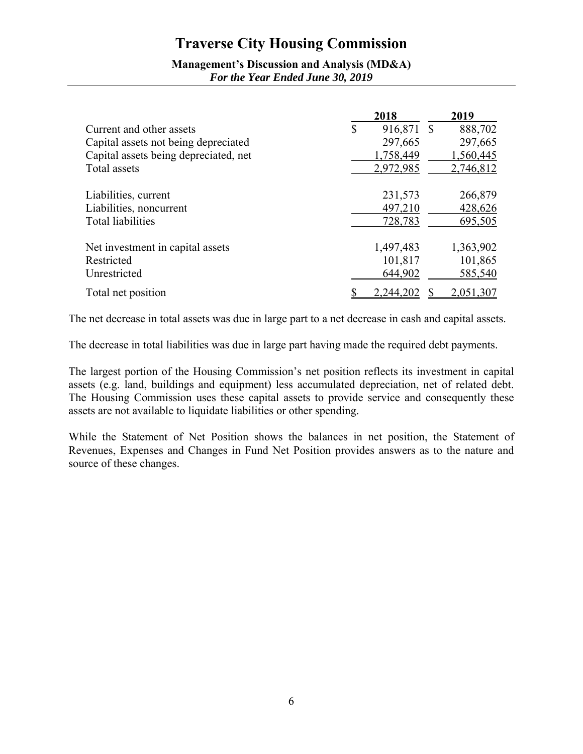# Traverse City Housing Commission

**Management's Discussion and Analysis (MD&A)**
***For the Year Ended June 30, 2019***

| | 2018 | 2019 |
|---|---|---|
| Current and other assets | $ 916,871 | $ 888,702 |
| Capital assets not being depreciated | 297,665 | 297,665 |
| Capital assets being depreciated, net | 1,758,449 | 1,560,445 |
| Total assets | 2,972,985 | 2,746,812 |
| | | |
| Liabilities, current | 231,573 | 266,879 |
| Liabilities, noncurrent | 497,210 | 428,626 |
| Total liabilities | 728,783 | 695,505 |
| | | |
| Net investment in capital assets | 1,497,483 | 1,363,902 |
| Restricted | 101,817 | 101,865 |
| Unrestricted | 644,902 | 585,540 |
| Total net position | $ 2,244,202 | $ 2,051,307 |

The net decrease in total assets was due in large part to a net decrease in cash and capital assets.

The decrease in total liabilities was due in large part having made the required debt payments.

The largest portion of the Housing Commission's net position reflects its investment in capital assets (e.g. land, buildings and equipment) less accumulated depreciation, net of related debt. The Housing Commission uses these capital assets to provide service and consequently these assets are not available to liquidate liabilities or other spending.

While the Statement of Net Position shows the balances in net position, the Statement of Revenues, Expenses and Changes in Fund Net Position provides answers as to the nature and source of these changes.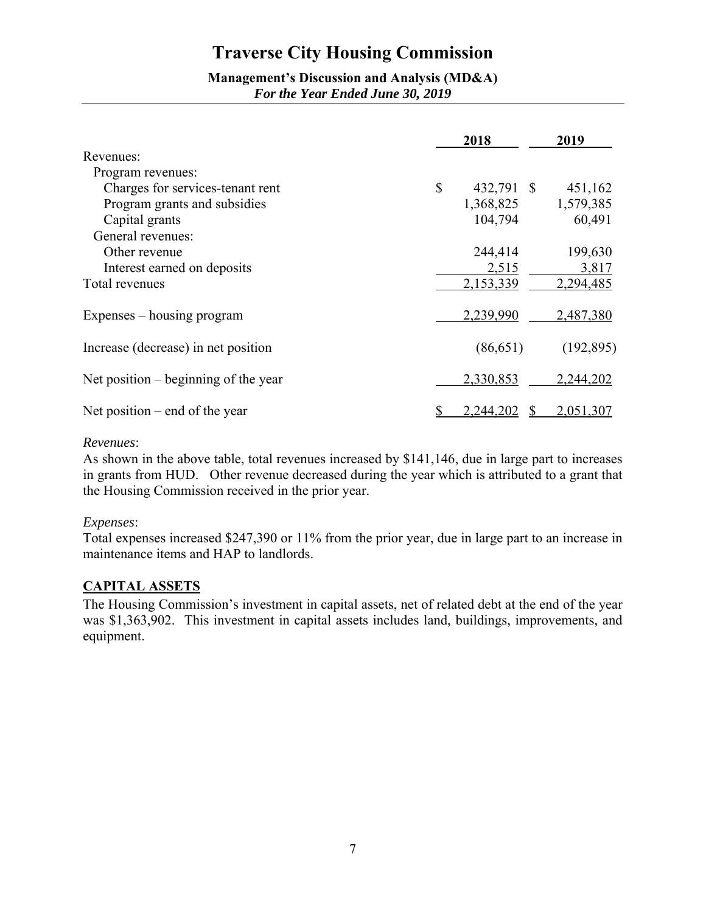# Traverse City Housing Commission

**Management's Discussion and Analysis (MD&A)**
***For the Year Ended June 30, 2019***

| | 2018 | 2019 |
|---|---|---|
| Revenues: | | |
| Program revenues: | | |
| Charges for services-tenant rent | $ 432,791 | $ 451,162 |
| Program grants and subsidies | 1,368,825 | 1,579,385 |
| Capital grants | 104,794 | 60,491 |
| General revenues: | | |
| Other revenue | 244,414 | 199,630 |
| Interest earned on deposits | 2,515 | 3,817 |
| Total revenues | 2,153,339 | 2,294,485 |
| Expenses – housing program | 2,239,990 | 2,487,380 |
| Increase (decrease) in net position | (86,651) | (192,895) |
| Net position – beginning of the year | 2,330,853 | 2,244,202 |
| Net position – end of the year | $ 2,244,202 | $ 2,051,307 |

*Revenues*:
As shown in the above table, total revenues increased by $141,146, due in large part to increases in grants from HUD. Other revenue decreased during the year which is attributed to a grant that the Housing Commission received in the prior year.

*Expenses*:
Total expenses increased $247,390 or 11% from the prior year, due in large part to an increase in maintenance items and HAP to landlords.

## CAPITAL ASSETS

The Housing Commission's investment in capital assets, net of related debt at the end of the year was $1,363,902. This investment in capital assets includes land, buildings, improvements, and equipment.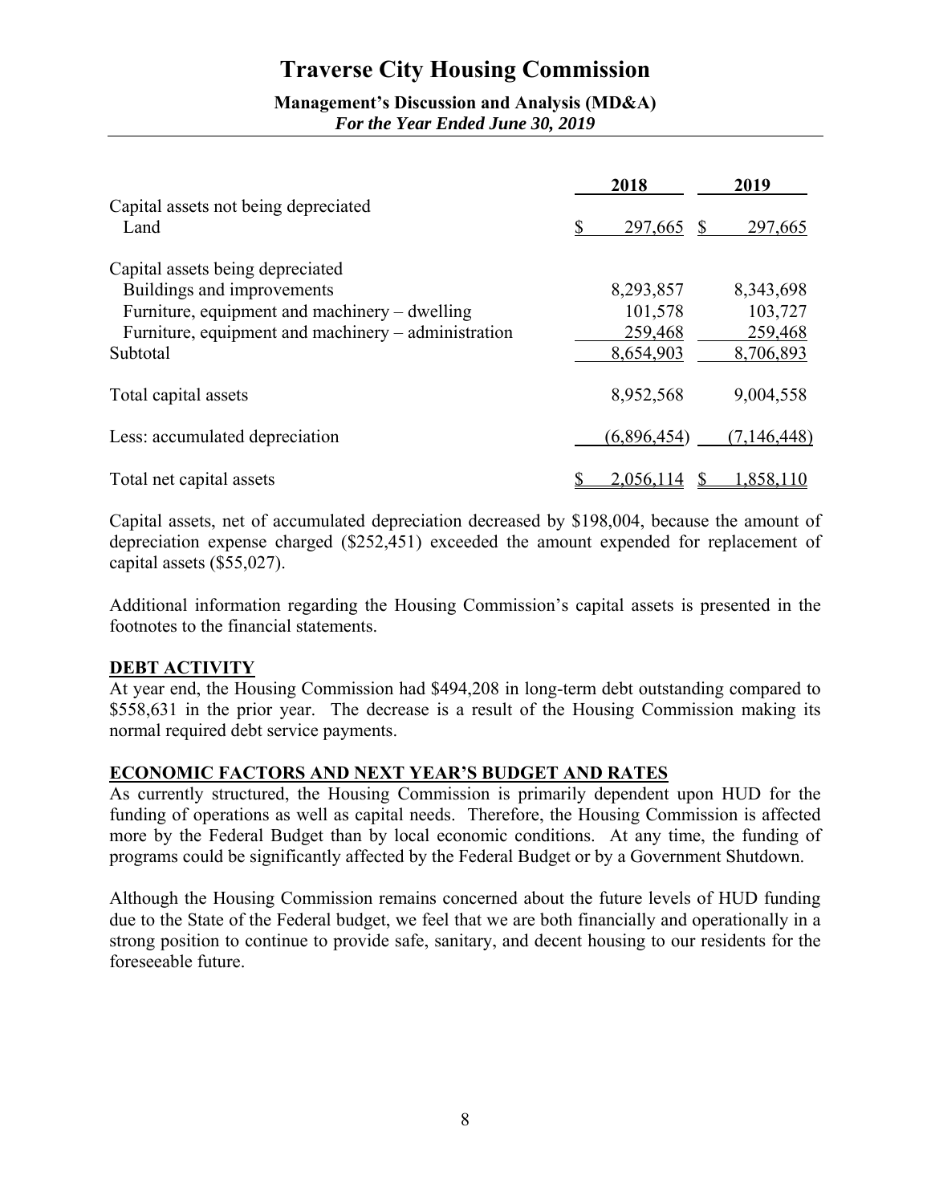| | 2018 | 2019 |
|---|---|---|
| Capital assets not being depreciated | | |
| Land | $ 297,665 | $ 297,665 |
| Capital assets being depreciated | | |
| Buildings and improvements | 8,293,857 | 8,343,698 |
| Furniture, equipment and machinery – dwelling | 101,578 | 103,727 |
| Furniture, equipment and machinery – administration | 259,468 | 259,468 |
| Subtotal | 8,654,903 | 8,706,893 |
| Total capital assets | 8,952,568 | 9,004,558 |
| Less: accumulated depreciation | (6,896,454) | (7,146,448) |
| Total net capital assets | $ 2,056,114 | $ 1,858,110 |

Capital assets, net of accumulated depreciation decreased by $198,004, because the amount of depreciation expense charged ($252,451) exceeded the amount expended for replacement of capital assets ($55,027).

Additional information regarding the Housing Commission's capital assets is presented in the footnotes to the financial statements.

## DEBT ACTIVITY

At year end, the Housing Commission had $494,208 in long-term debt outstanding compared to $558,631 in the prior year. The decrease is a result of the Housing Commission making its normal required debt service payments.

## ECONOMIC FACTORS AND NEXT YEAR'S BUDGET AND RATES

As currently structured, the Housing Commission is primarily dependent upon HUD for the funding of operations as well as capital needs. Therefore, the Housing Commission is affected more by the Federal Budget than by local economic conditions. At any time, the funding of programs could be significantly affected by the Federal Budget or by a Government Shutdown.

Although the Housing Commission remains concerned about the future levels of HUD funding due to the State of the Federal budget, we feel that we are both financially and operationally in a strong position to continue to provide safe, sanitary, and decent housing to our residents for the foreseeable future.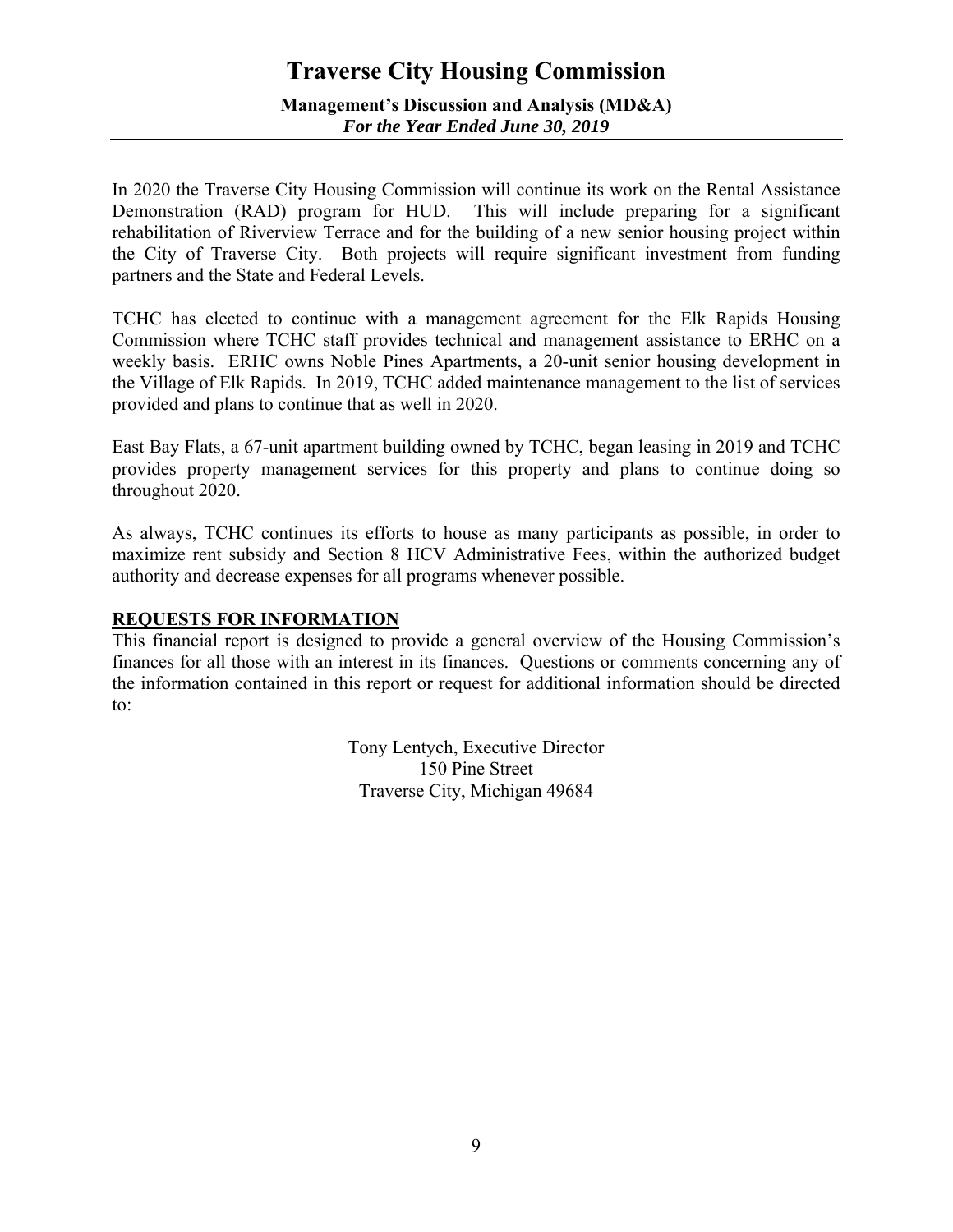In 2020 the Traverse City Housing Commission will continue its work on the Rental Assistance Demonstration (RAD) program for HUD. This will include preparing for a significant rehabilitation of Riverview Terrace and for the building of a new senior housing project within the City of Traverse City. Both projects will require significant investment from funding partners and the State and Federal Levels.

TCHC has elected to continue with a management agreement for the Elk Rapids Housing Commission where TCHC staff provides technical and management assistance to ERHC on a weekly basis. ERHC owns Noble Pines Apartments, a 20-unit senior housing development in the Village of Elk Rapids. In 2019, TCHC added maintenance management to the list of services provided and plans to continue that as well in 2020.

East Bay Flats, a 67-unit apartment building owned by TCHC, began leasing in 2019 and TCHC provides property management services for this property and plans to continue doing so throughout 2020.

As always, TCHC continues its efforts to house as many participants as possible, in order to maximize rent subsidy and Section 8 HCV Administrative Fees, within the authorized budget authority and decrease expenses for all programs whenever possible.

## REQUESTS FOR INFORMATION

This financial report is designed to provide a general overview of the Housing Commission's finances for all those with an interest in its finances. Questions or comments concerning any of the information contained in this report or request for additional information should be directed to:

Tony Lentych, Executive Director
150 Pine Street
Traverse City, Michigan 49684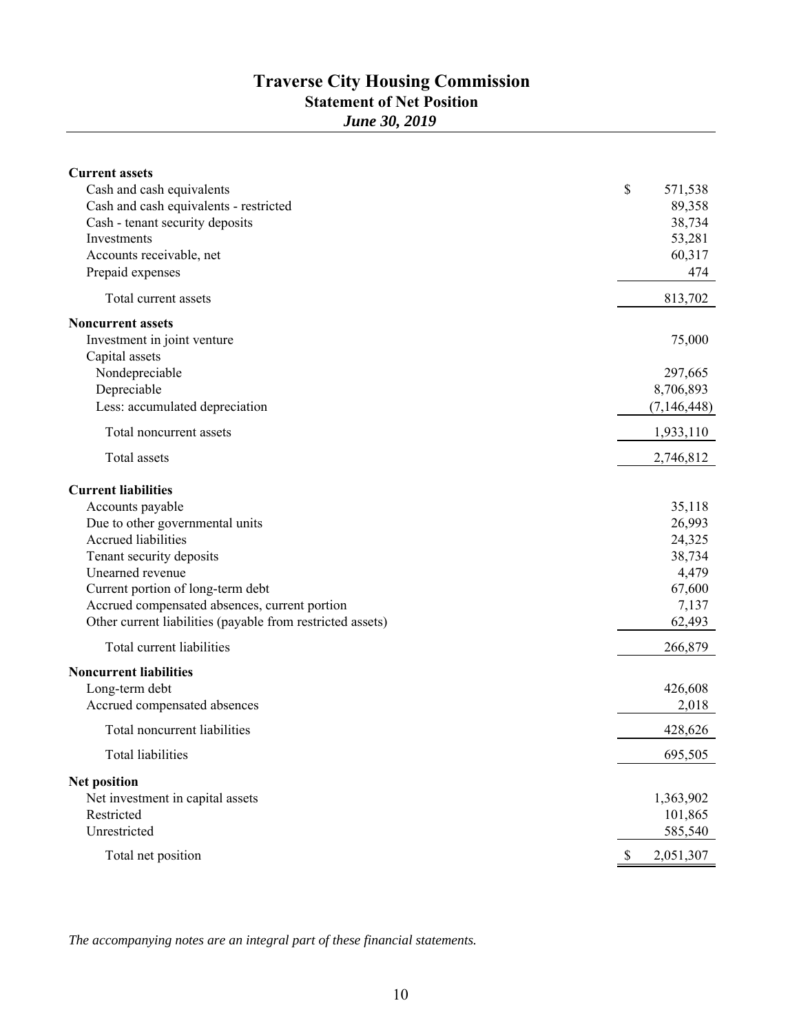# Traverse City Housing Commission

## Statement of Net Position

### *June 30, 2019*

| | |
|---|---:|
| **Current assets** | |
| Cash and cash equivalents | $ 571,538 |
| Cash and cash equivalents - restricted | 89,358 |
| Cash - tenant security deposits | 38,734 |
| Investments | 53,281 |
| Accounts receivable, net | 60,317 |
| Prepaid expenses | 474 |
| Total current assets | 813,702 |
| **Noncurrent assets** | |
| Investment in joint venture | 75,000 |
| Capital assets | |
| Nondepreciable | 297,665 |
| Depreciable | 8,706,893 |
| Less: accumulated depreciation | (7,146,448) |
| Total noncurrent assets | 1,933,110 |
| Total assets | 2,746,812 |
| **Current liabilities** | |
| Accounts payable | 35,118 |
| Due to other governmental units | 26,993 |
| Accrued liabilities | 24,325 |
| Tenant security deposits | 38,734 |
| Unearned revenue | 4,479 |
| Current portion of long-term debt | 67,600 |
| Accrued compensated absences, current portion | 7,137 |
| Other current liabilities (payable from restricted assets) | 62,493 |
| Total current liabilities | 266,879 |
| **Noncurrent liabilities** | |
| Long-term debt | 426,608 |
| Accrued compensated absences | 2,018 |
| Total noncurrent liabilities | 428,626 |
| Total liabilities | 695,505 |
| **Net position** | |
| Net investment in capital assets | 1,363,902 |
| Restricted | 101,865 |
| Unrestricted | 585,540 |
| Total net position | $ 2,051,307 |

*The accompanying notes are an integral part of these financial statements.*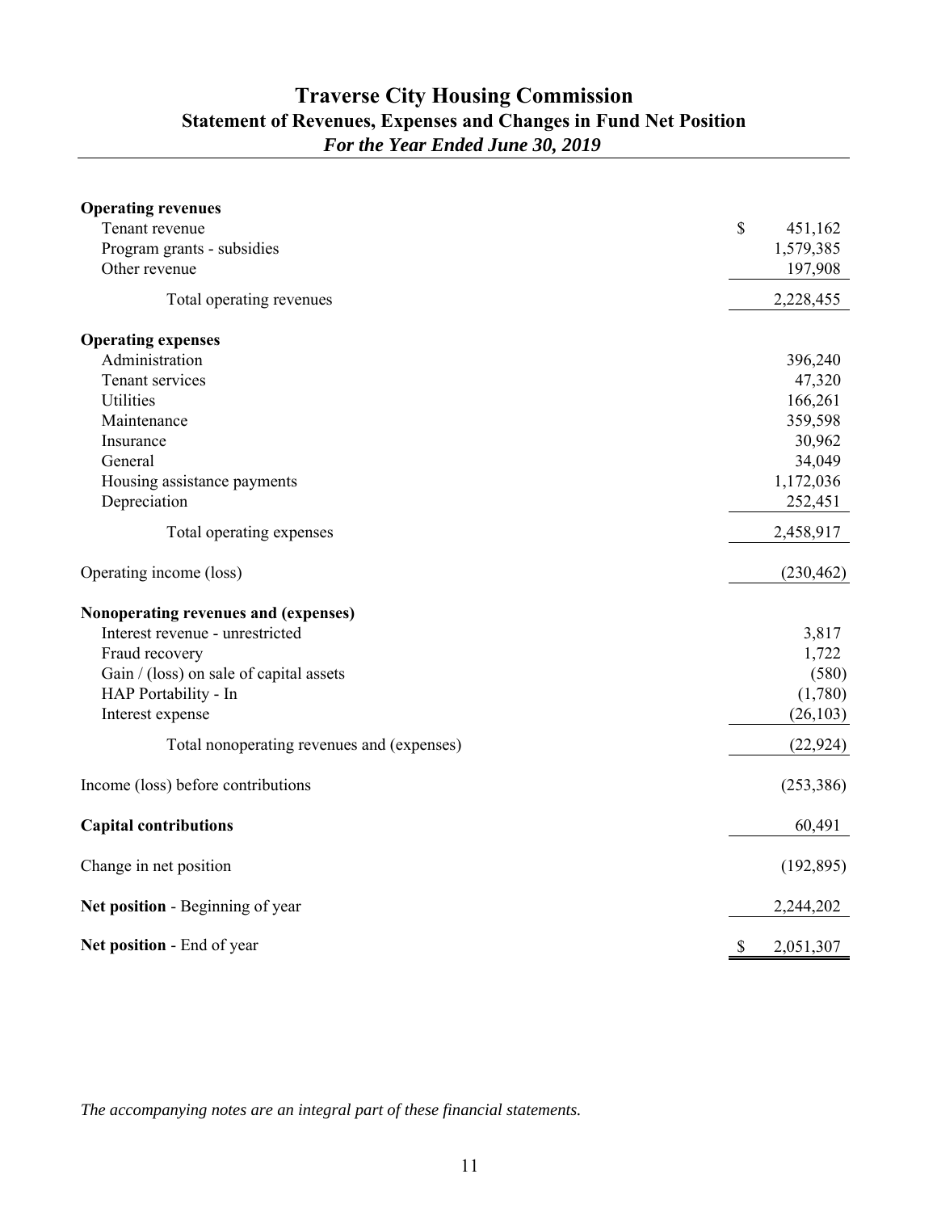# Traverse City Housing Commission

## Statement of Revenues, Expenses and Changes in Fund Net Position

*For the Year Ended June 30, 2019*

| | |
|---|---|
| **Operating revenues** | |
| Tenant revenue | $ 451,162 |
| Program grants - subsidies | 1,579,385 |
| Other revenue | 197,908 |
| Total operating revenues | 2,228,455 |
| **Operating expenses** | |
| Administration | 396,240 |
| Tenant services | 47,320 |
| Utilities | 166,261 |
| Maintenance | 359,598 |
| Insurance | 30,962 |
| General | 34,049 |
| Housing assistance payments | 1,172,036 |
| Depreciation | 252,451 |
| Total operating expenses | 2,458,917 |
| Operating income (loss) | (230,462) |
| **Nonoperating revenues and (expenses)** | |
| Interest revenue - unrestricted | 3,817 |
| Fraud recovery | 1,722 |
| Gain / (loss) on sale of capital assets | (580) |
| HAP Portability - In | (1,780) |
| Interest expense | (26,103) |
| Total nonoperating revenues and (expenses) | (22,924) |
| Income (loss) before contributions | (253,386) |
| **Capital contributions** | 60,491 |
| Change in net position | (192,895) |
| **Net position** - Beginning of year | 2,244,202 |
| **Net position** - End of year | $ 2,051,307 |

*The accompanying notes are an integral part of these financial statements.*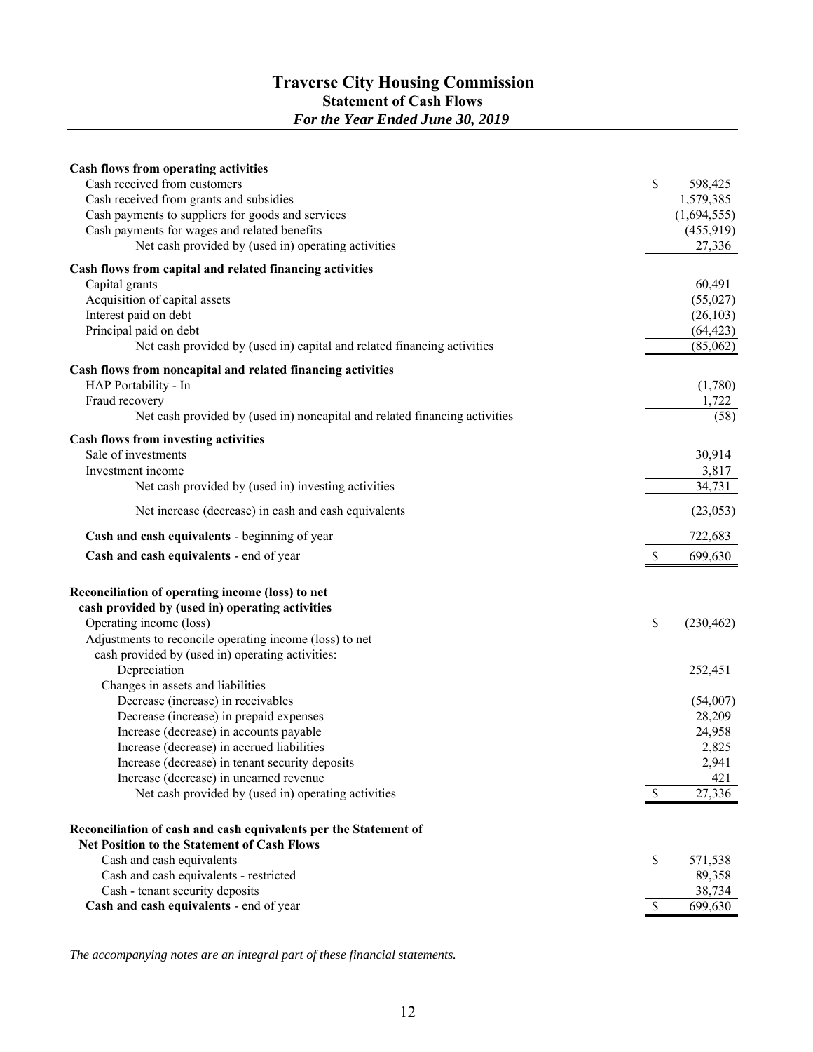# Traverse City Housing Commission

## Statement of Cash Flows

*For the Year Ended June 30, 2019*

| | |
|---|---|
| **Cash flows from operating activities** | |
| Cash received from customers | $ 598,425 |
| Cash received from grants and subsidies | 1,579,385 |
| Cash payments to suppliers for goods and services | (1,694,555) |
| Cash payments for wages and related benefits | (455,919) |
| Net cash provided by (used in) operating activities | 27,336 |
| **Cash flows from capital and related financing activities** | |
| Capital grants | 60,491 |
| Acquisition of capital assets | (55,027) |
| Interest paid on debt | (26,103) |
| Principal paid on debt | (64,423) |
| Net cash provided by (used in) capital and related financing activities | (85,062) |
| **Cash flows from noncapital and related financing activities** | |
| HAP Portability - In | (1,780) |
| Fraud recovery | 1,722 |
| Net cash provided by (used in) noncapital and related financing activities | (58) |
| **Cash flows from investing activities** | |
| Sale of investments | 30,914 |
| Investment income | 3,817 |
| Net cash provided by (used in) investing activities | 34,731 |
| Net increase (decrease) in cash and cash equivalents | (23,053) |
| **Cash and cash equivalents** - beginning of year | 722,683 |
| **Cash and cash equivalents** - end of year | $ 699,630 |

| | |
|---|---|
| **Reconciliation of operating income (loss) to net cash provided by (used in) operating activities** | |
| Operating income (loss) | $ (230,462) |
| Adjustments to reconcile operating income (loss) to net cash provided by (used in) operating activities: | |
| Depreciation | 252,451 |
| Changes in assets and liabilities | |
| Decrease (increase) in receivables | (54,007) |
| Decrease (increase) in prepaid expenses | 28,209 |
| Increase (decrease) in accounts payable | 24,958 |
| Increase (decrease) in accrued liabilities | 2,825 |
| Increase (decrease) in tenant security deposits | 2,941 |
| Increase (decrease) in unearned revenue | 421 |
| Net cash provided by (used in) operating activities | $ 27,336 |

| | |
|---|---|
| **Reconciliation of cash and cash equivalents per the Statement of Net Position to the Statement of Cash Flows** | |
| Cash and cash equivalents | $ 571,538 |
| Cash and cash equivalents - restricted | 89,358 |
| Cash - tenant security deposits | 38,734 |
| **Cash and cash equivalents** - end of year | $ 699,630 |

*The accompanying notes are an integral part of these financial statements.*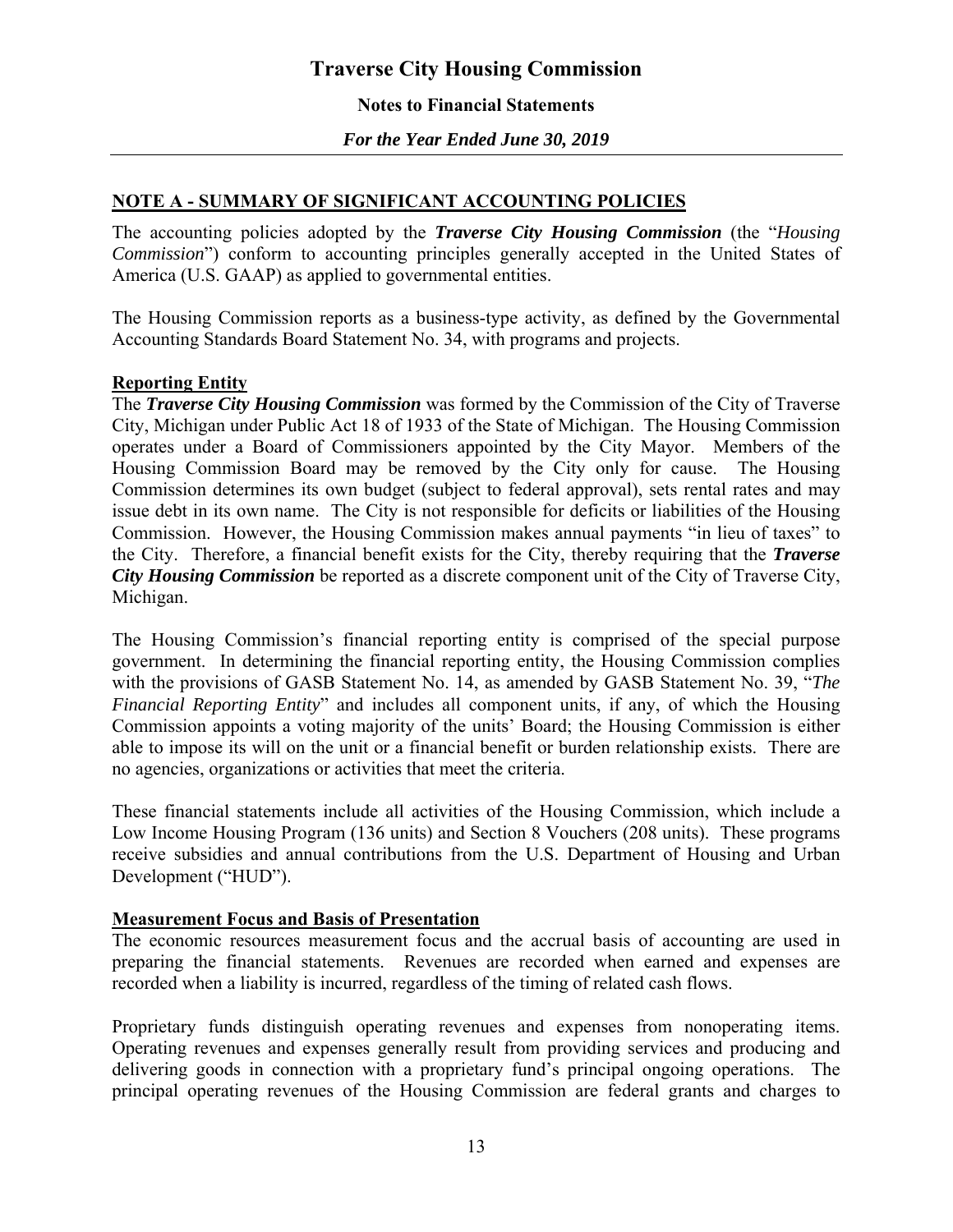## NOTE A - SUMMARY OF SIGNIFICANT ACCOUNTING POLICIES

The accounting policies adopted by the ***Traverse City Housing Commission*** (the "*Housing Commission*") conform to accounting principles generally accepted in the United States of America (U.S. GAAP) as applied to governmental entities.

The Housing Commission reports as a business-type activity, as defined by the Governmental Accounting Standards Board Statement No. 34, with programs and projects.

### Reporting Entity

The ***Traverse City Housing Commission*** was formed by the Commission of the City of Traverse City, Michigan under Public Act 18 of 1933 of the State of Michigan. The Housing Commission operates under a Board of Commissioners appointed by the City Mayor. Members of the Housing Commission Board may be removed by the City only for cause. The Housing Commission determines its own budget (subject to federal approval), sets rental rates and may issue debt in its own name. The City is not responsible for deficits or liabilities of the Housing Commission. However, the Housing Commission makes annual payments "in lieu of taxes" to the City. Therefore, a financial benefit exists for the City, thereby requiring that the ***Traverse City Housing Commission*** be reported as a discrete component unit of the City of Traverse City, Michigan.

The Housing Commission's financial reporting entity is comprised of the special purpose government. In determining the financial reporting entity, the Housing Commission complies with the provisions of GASB Statement No. 14, as amended by GASB Statement No. 39, "*The Financial Reporting Entity*" and includes all component units, if any, of which the Housing Commission appoints a voting majority of the units' Board; the Housing Commission is either able to impose its will on the unit or a financial benefit or burden relationship exists. There are no agencies, organizations or activities that meet the criteria.

These financial statements include all activities of the Housing Commission, which include a Low Income Housing Program (136 units) and Section 8 Vouchers (208 units). These programs receive subsidies and annual contributions from the U.S. Department of Housing and Urban Development ("HUD").

### Measurement Focus and Basis of Presentation

The economic resources measurement focus and the accrual basis of accounting are used in preparing the financial statements. Revenues are recorded when earned and expenses are recorded when a liability is incurred, regardless of the timing of related cash flows.

Proprietary funds distinguish operating revenues and expenses from nonoperating items. Operating revenues and expenses generally result from providing services and producing and delivering goods in connection with a proprietary fund's principal ongoing operations. The principal operating revenues of the Housing Commission are federal grants and charges to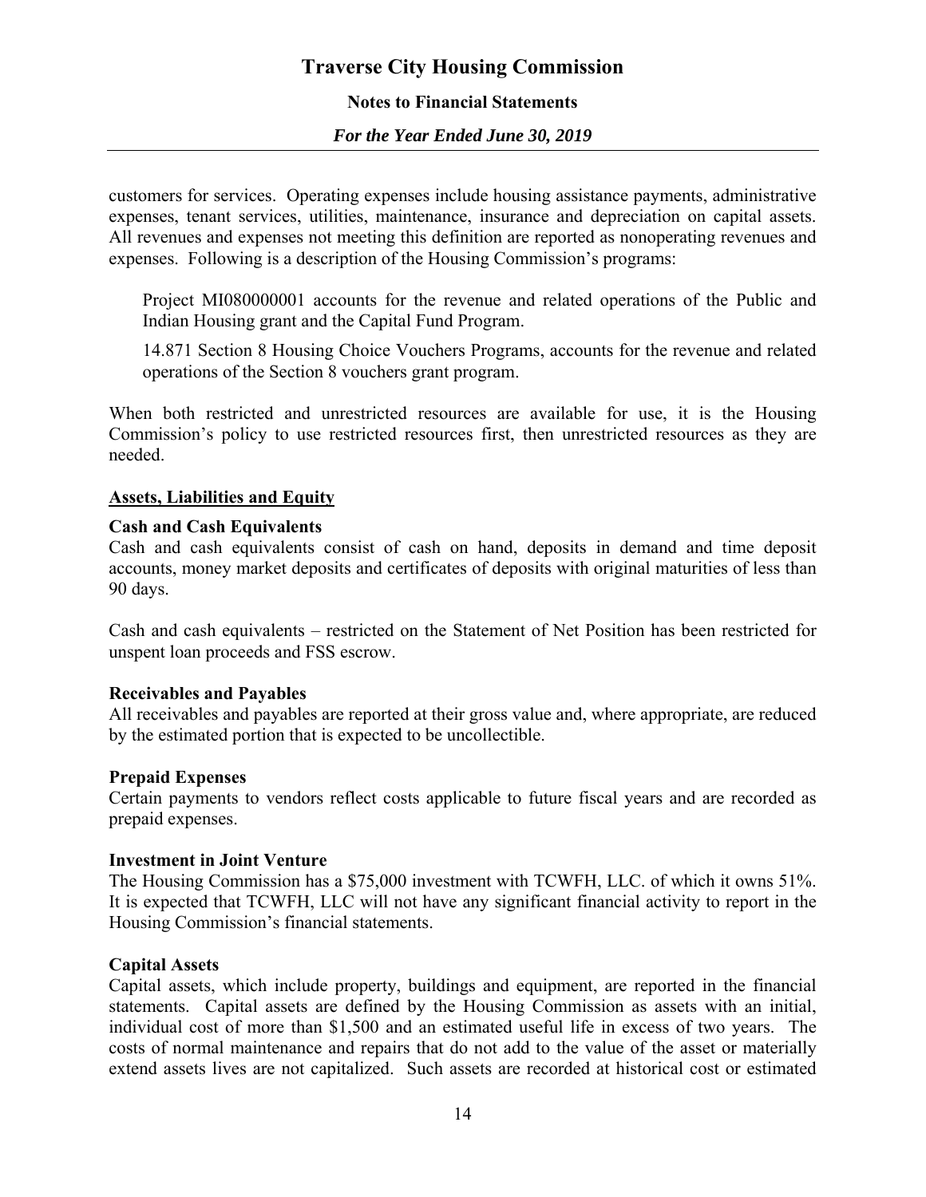customers for services. Operating expenses include housing assistance payments, administrative expenses, tenant services, utilities, maintenance, insurance and depreciation on capital assets. All revenues and expenses not meeting this definition are reported as nonoperating revenues and expenses. Following is a description of the Housing Commission's programs:

Project MI080000001 accounts for the revenue and related operations of the Public and Indian Housing grant and the Capital Fund Program.

14.871 Section 8 Housing Choice Vouchers Programs, accounts for the revenue and related operations of the Section 8 vouchers grant program.

When both restricted and unrestricted resources are available for use, it is the Housing Commission's policy to use restricted resources first, then unrestricted resources as they are needed.

**Assets, Liabilities and Equity**

**Cash and Cash Equivalents**

Cash and cash equivalents consist of cash on hand, deposits in demand and time deposit accounts, money market deposits and certificates of deposits with original maturities of less than 90 days.

Cash and cash equivalents – restricted on the Statement of Net Position has been restricted for unspent loan proceeds and FSS escrow.

**Receivables and Payables**

All receivables and payables are reported at their gross value and, where appropriate, are reduced by the estimated portion that is expected to be uncollectible.

**Prepaid Expenses**

Certain payments to vendors reflect costs applicable to future fiscal years and are recorded as prepaid expenses.

**Investment in Joint Venture**

The Housing Commission has a $75,000 investment with TCWFH, LLC. of which it owns 51%. It is expected that TCWFH, LLC will not have any significant financial activity to report in the Housing Commission's financial statements.

**Capital Assets**

Capital assets, which include property, buildings and equipment, are reported in the financial statements. Capital assets are defined by the Housing Commission as assets with an initial, individual cost of more than $1,500 and an estimated useful life in excess of two years. The costs of normal maintenance and repairs that do not add to the value of the asset or materially extend assets lives are not capitalized. Such assets are recorded at historical cost or estimated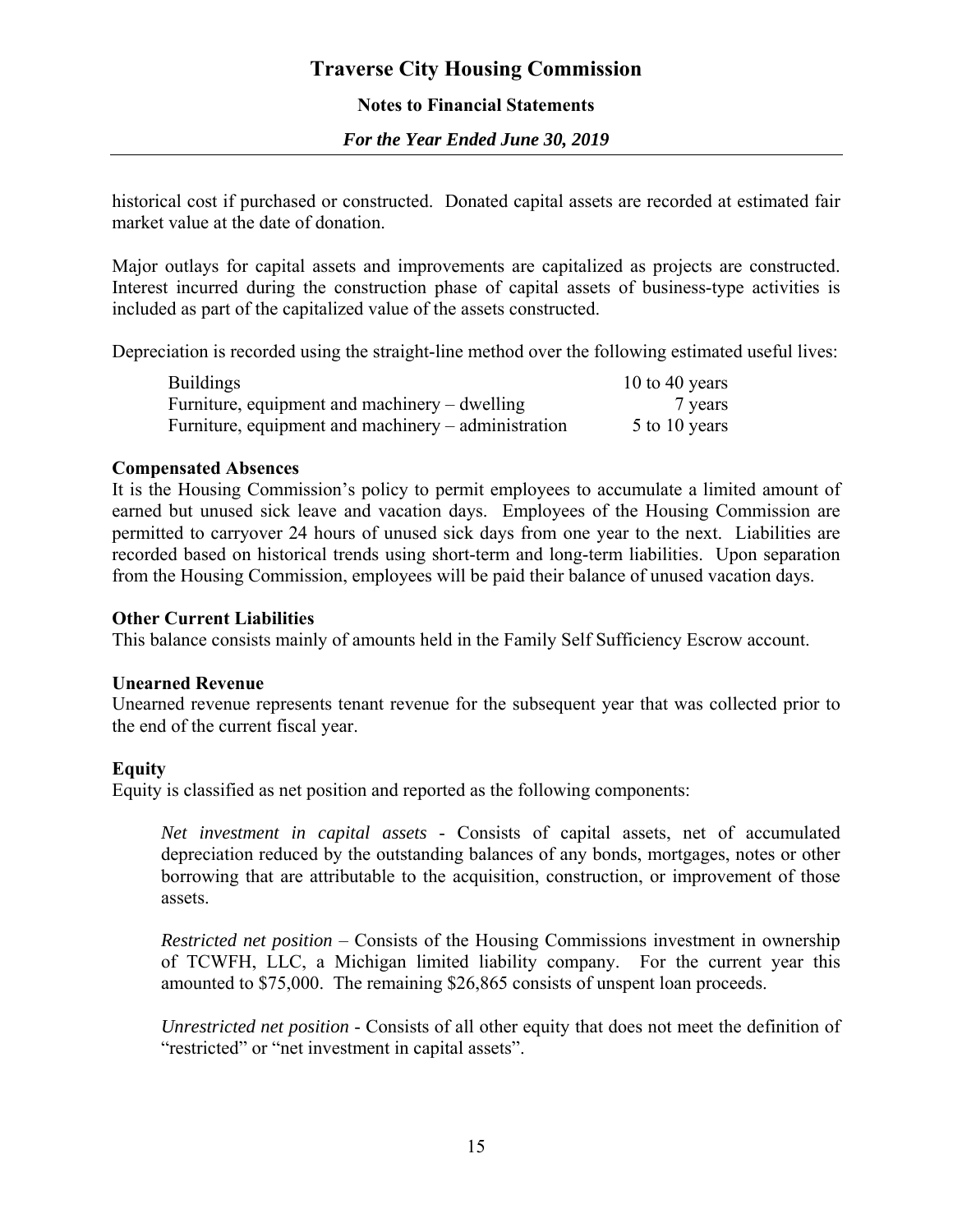historical cost if purchased or constructed. Donated capital assets are recorded at estimated fair market value at the date of donation.

Major outlays for capital assets and improvements are capitalized as projects are constructed. Interest incurred during the construction phase of capital assets of business-type activities is included as part of the capitalized value of the assets constructed.

Depreciation is recorded using the straight-line method over the following estimated useful lives:

| | |
|---|---|
| Buildings | 10 to 40 years |
| Furniture, equipment and machinery – dwelling | 7 years |
| Furniture, equipment and machinery – administration | 5 to 10 years |

**Compensated Absences**

It is the Housing Commission's policy to permit employees to accumulate a limited amount of earned but unused sick leave and vacation days. Employees of the Housing Commission are permitted to carryover 24 hours of unused sick days from one year to the next. Liabilities are recorded based on historical trends using short-term and long-term liabilities. Upon separation from the Housing Commission, employees will be paid their balance of unused vacation days.

**Other Current Liabilities**

This balance consists mainly of amounts held in the Family Self Sufficiency Escrow account.

**Unearned Revenue**

Unearned revenue represents tenant revenue for the subsequent year that was collected prior to the end of the current fiscal year.

**Equity**

Equity is classified as net position and reported as the following components:

*Net investment in capital assets* - Consists of capital assets, net of accumulated depreciation reduced by the outstanding balances of any bonds, mortgages, notes or other borrowing that are attributable to the acquisition, construction, or improvement of those assets.

*Restricted net position* – Consists of the Housing Commissions investment in ownership of TCWFH, LLC, a Michigan limited liability company. For the current year this amounted to $75,000. The remaining $26,865 consists of unspent loan proceeds.

*Unrestricted net position* - Consists of all other equity that does not meet the definition of "restricted" or "net investment in capital assets".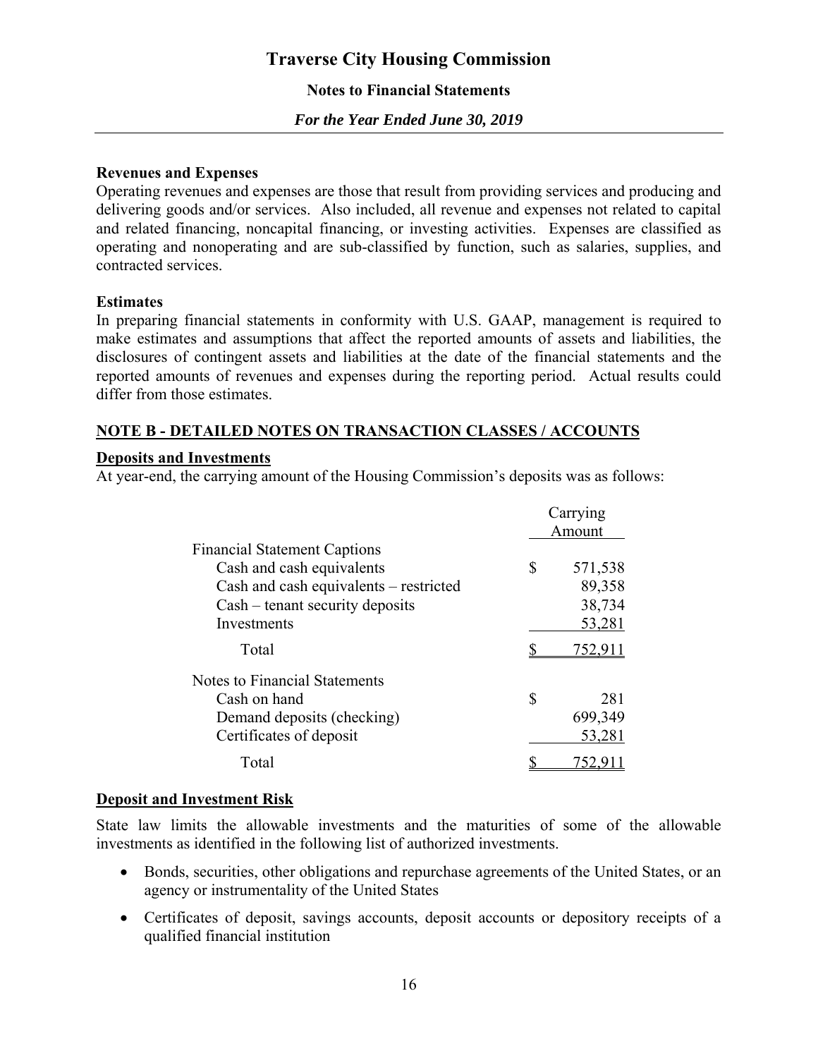**Revenues and Expenses**
Operating revenues and expenses are those that result from providing services and producing and delivering goods and/or services. Also included, all revenue and expenses not related to capital and related financing, noncapital financing, or investing activities. Expenses are classified as operating and nonoperating and are sub-classified by function, such as salaries, supplies, and contracted services.

**Estimates**
In preparing financial statements in conformity with U.S. GAAP, management is required to make estimates and assumptions that affect the reported amounts of assets and liabilities, the disclosures of contingent assets and liabilities at the date of the financial statements and the reported amounts of revenues and expenses during the reporting period. Actual results could differ from those estimates.

## NOTE B - DETAILED NOTES ON TRANSACTION CLASSES / ACCOUNTS

### Deposits and Investments

At year-end, the carrying amount of the Housing Commission's deposits was as follows:

| | Carrying Amount |
|---|---|
| **Financial Statement Captions** | |
| Cash and cash equivalents | $ 571,538 |
| Cash and cash equivalents – restricted | 89,358 |
| Cash – tenant security deposits | 38,734 |
| Investments | 53,281 |
| Total | $ 752,911 |
| **Notes to Financial Statements** | |
| Cash on hand | $ 281 |
| Demand deposits (checking) | 699,349 |
| Certificates of deposit | 53,281 |
| Total | $ 752,911 |

### Deposit and Investment Risk

State law limits the allowable investments and the maturities of some of the allowable investments as identified in the following list of authorized investments.

- Bonds, securities, other obligations and repurchase agreements of the United States, or an agency or instrumentality of the United States
- Certificates of deposit, savings accounts, deposit accounts or depository receipts of a qualified financial institution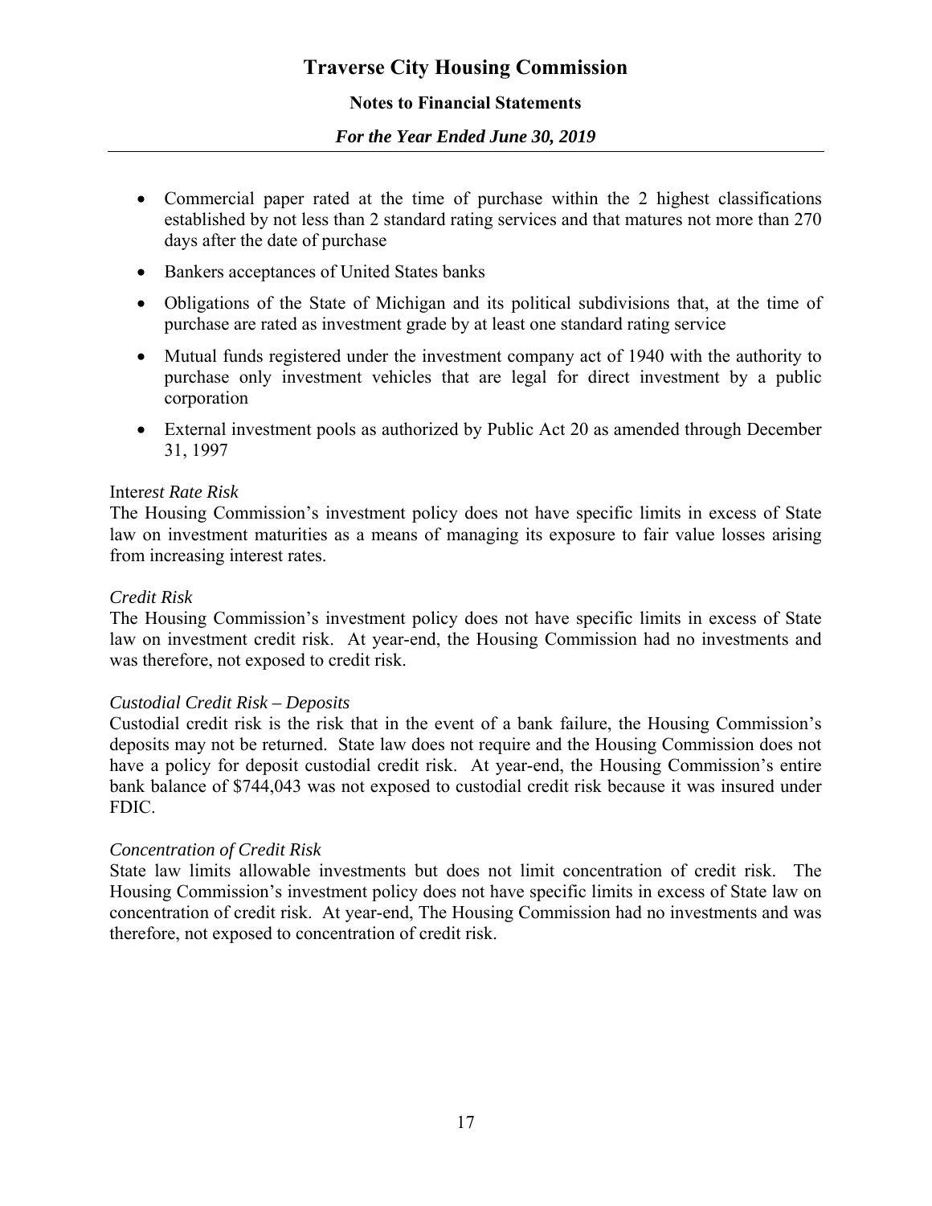- Commercial paper rated at the time of purchase within the 2 highest classifications established by not less than 2 standard rating services and that matures not more than 270 days after the date of purchase
- Bankers acceptances of United States banks
- Obligations of the State of Michigan and its political subdivisions that, at the time of purchase are rated as investment grade by at least one standard rating service
- Mutual funds registered under the investment company act of 1940 with the authority to purchase only investment vehicles that are legal for direct investment by a public corporation
- External investment pools as authorized by Public Act 20 as amended through December 31, 1997

Inter*est Rate Risk*
The Housing Commission's investment policy does not have specific limits in excess of State law on investment maturities as a means of managing its exposure to fair value losses arising from increasing interest rates.

*Credit Risk*
The Housing Commission's investment policy does not have specific limits in excess of State law on investment credit risk. At year-end, the Housing Commission had no investments and was therefore, not exposed to credit risk.

*Custodial Credit Risk – Deposits*
Custodial credit risk is the risk that in the event of a bank failure, the Housing Commission's deposits may not be returned. State law does not require and the Housing Commission does not have a policy for deposit custodial credit risk. At year-end, the Housing Commission's entire bank balance of $744,043 was not exposed to custodial credit risk because it was insured under FDIC.

*Concentration of Credit Risk*
State law limits allowable investments but does not limit concentration of credit risk. The Housing Commission's investment policy does not have specific limits in excess of State law on concentration of credit risk. At year-end, The Housing Commission had no investments and was therefore, not exposed to concentration of credit risk.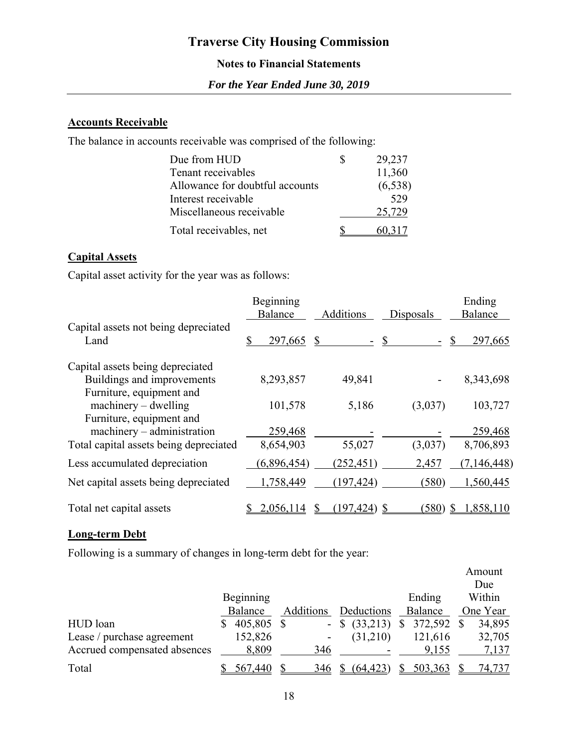# Traverse City Housing Commission

**Notes to Financial Statements**

***For the Year Ended June 30, 2019***

## Accounts Receivable

The balance in accounts receivable was comprised of the following:

| | |
|---|---|
| Due from HUD | $ 29,237 |
| Tenant receivables | 11,360 |
| Allowance for doubtful accounts | (6,538) |
| Interest receivable | 529 |
| Miscellaneous receivable | 25,729 |
| Total receivables, net | $ 60,317 |

## Capital Assets

Capital asset activity for the year was as follows:

| | Beginning Balance | Additions | Disposals | Ending Balance |
|---|---|---|---|---|
| Capital assets not being depreciated | | | | |
| Land | $ 297,665 | $ - | $ - | $ 297,665 |
| Capital assets being depreciated | | | | |
| Buildings and improvements | 8,293,857 | 49,841 | - | 8,343,698 |
| Furniture, equipment and machinery – dwelling | 101,578 | 5,186 | (3,037) | 103,727 |
| Furniture, equipment and machinery – administration | 259,468 | - | - | 259,468 |
| Total capital assets being depreciated | 8,654,903 | 55,027 | (3,037) | 8,706,893 |
| Less accumulated depreciation | (6,896,454) | (252,451) | 2,457 | (7,146,448) |
| Net capital assets being depreciated | 1,758,449 | (197,424) | (580) | 1,560,445 |
| Total net capital assets | $ 2,056,114 | $ (197,424) | $ (580) | $ 1,858,110 |

## Long-term Debt

Following is a summary of changes in long-term debt for the year:

| | Beginning Balance | Additions | Deductions | Ending Balance | Amount Due Within One Year |
|---|---|---|---|---|---|
| HUD loan | $ 405,805 | $ - | $ (33,213) | $ 372,592 | $ 34,895 |
| Lease / purchase agreement | 152,826 | - | (31,210) | 121,616 | 32,705 |
| Accrued compensated absences | 8,809 | 346 | - | 9,155 | 7,137 |
| Total | $ 567,440 | $ 346 | $ (64,423) | $ 503,363 | $ 74,737 |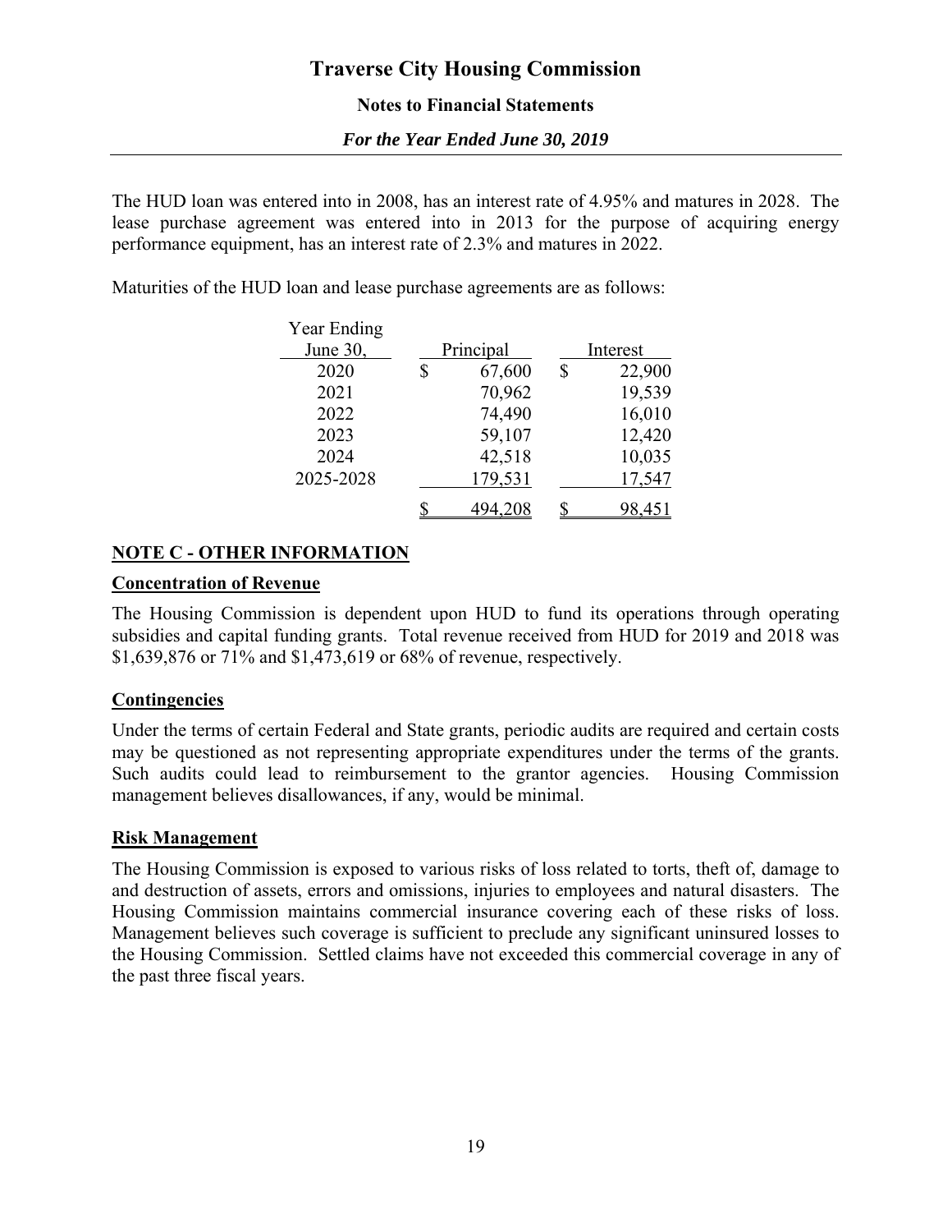The HUD loan was entered into in 2008, has an interest rate of 4.95% and matures in 2028. The lease purchase agreement was entered into in 2013 for the purpose of acquiring energy performance equipment, has an interest rate of 2.3% and matures in 2022.

Maturities of the HUD loan and lease purchase agreements are as follows:

| Year Ending June 30, | Principal | Interest |
|---|---|---|
| 2020 | $ 67,600 | $ 22,900 |
| 2021 | 70,962 | 19,539 |
| 2022 | 74,490 | 16,010 |
| 2023 | 59,107 | 12,420 |
| 2024 | 42,518 | 10,035 |
| 2025-2028 | 179,531 | 17,547 |
| | $ 494,208 | $ 98,451 |

## NOTE C - OTHER INFORMATION

### Concentration of Revenue

The Housing Commission is dependent upon HUD to fund its operations through operating subsidies and capital funding grants. Total revenue received from HUD for 2019 and 2018 was $1,639,876 or 71% and $1,473,619 or 68% of revenue, respectively.

### Contingencies

Under the terms of certain Federal and State grants, periodic audits are required and certain costs may be questioned as not representing appropriate expenditures under the terms of the grants. Such audits could lead to reimbursement to the grantor agencies. Housing Commission management believes disallowances, if any, would be minimal.

### Risk Management

The Housing Commission is exposed to various risks of loss related to torts, theft of, damage to and destruction of assets, errors and omissions, injuries to employees and natural disasters. The Housing Commission maintains commercial insurance covering each of these risks of loss. Management believes such coverage is sufficient to preclude any significant uninsured losses to the Housing Commission. Settled claims have not exceeded this commercial coverage in any of the past three fiscal years.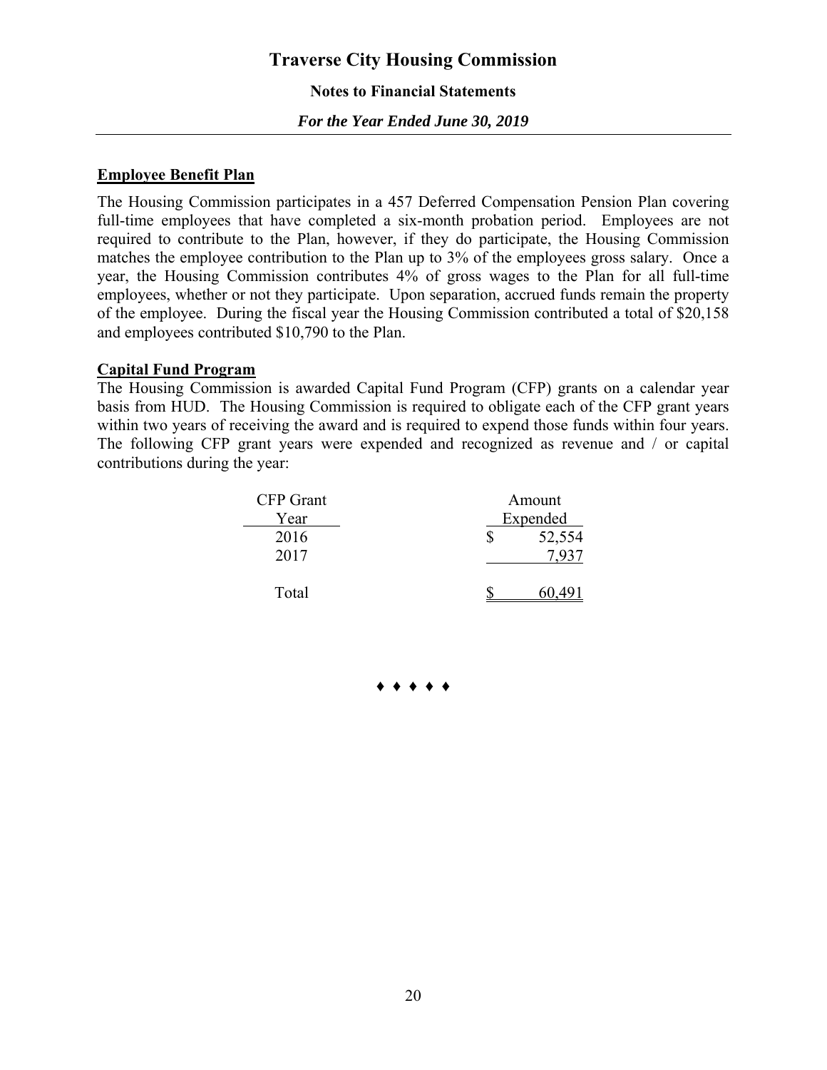## Employee Benefit Plan

The Housing Commission participates in a 457 Deferred Compensation Pension Plan covering full-time employees that have completed a six-month probation period. Employees are not required to contribute to the Plan, however, if they do participate, the Housing Commission matches the employee contribution to the Plan up to 3% of the employees gross salary. Once a year, the Housing Commission contributes 4% of gross wages to the Plan for all full-time employees, whether or not they participate. Upon separation, accrued funds remain the property of the employee. During the fiscal year the Housing Commission contributed a total of $20,158 and employees contributed $10,790 to the Plan.

## Capital Fund Program

The Housing Commission is awarded Capital Fund Program (CFP) grants on a calendar year basis from HUD. The Housing Commission is required to obligate each of the CFP grant years within two years of receiving the award and is required to expend those funds within four years. The following CFP grant years were expended and recognized as revenue and / or capital contributions during the year:

| CFP Grant Year | Amount Expended |
|---|---|
| 2016 | $ 52,554 |
| 2017 | 7,937 |
| Total | $ 60,491 |

♦ ♦ ♦ ♦ ♦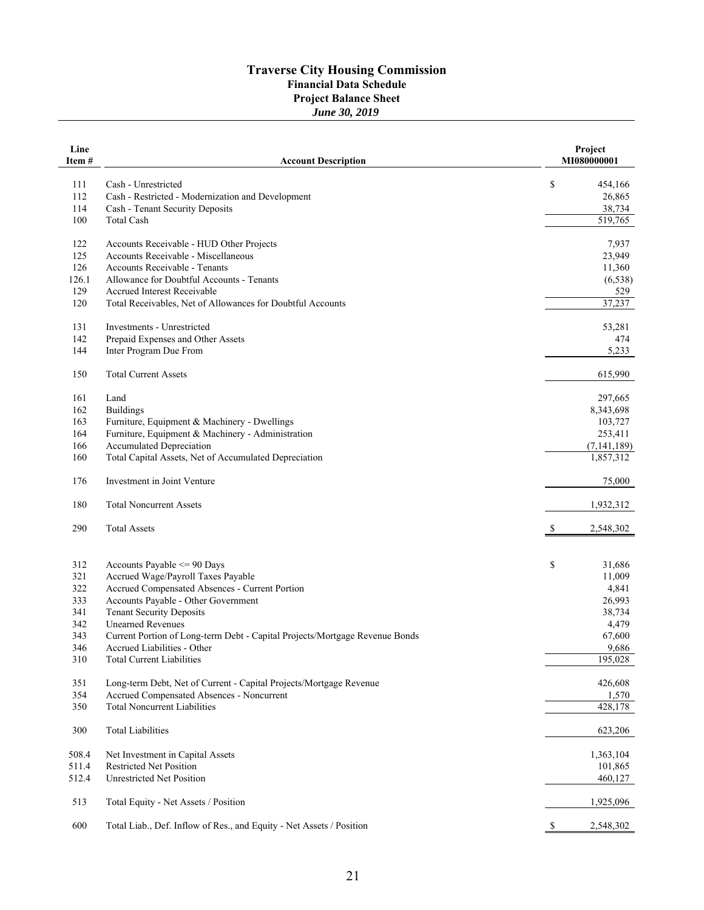# Traverse City Housing Commission

## Financial Data Schedule

## Project Balance Sheet

### *June 30, 2019*

| Line Item # | Account Description | Project MI080000001 |
|---|---|---|
| 111 | Cash - Unrestricted | $ 454,166 |
| 112 | Cash - Restricted - Modernization and Development | 26,865 |
| 114 | Cash - Tenant Security Deposits | 38,734 |
| 100 | Total Cash | 519,765 |
| | | |
| 122 | Accounts Receivable - HUD Other Projects | 7,937 |
| 125 | Accounts Receivable - Miscellaneous | 23,949 |
| 126 | Accounts Receivable - Tenants | 11,360 |
| 126.1 | Allowance for Doubtful Accounts - Tenants | (6,538) |
| 129 | Accrued Interest Receivable | 529 |
| 120 | Total Receivables, Net of Allowances for Doubtful Accounts | 37,237 |
| | | |
| 131 | Investments - Unrestricted | 53,281 |
| 142 | Prepaid Expenses and Other Assets | 474 |
| 144 | Inter Program Due From | 5,233 |
| | | |
| 150 | Total Current Assets | 615,990 |
| | | |
| 161 | Land | 297,665 |
| 162 | Buildings | 8,343,698 |
| 163 | Furniture, Equipment & Machinery - Dwellings | 103,727 |
| 164 | Furniture, Equipment & Machinery - Administration | 253,411 |
| 166 | Accumulated Depreciation | (7,141,189) |
| 160 | Total Capital Assets, Net of Accumulated Depreciation | 1,857,312 |
| | | |
| 176 | Investment in Joint Venture | 75,000 |
| | | |
| 180 | Total Noncurrent Assets | 1,932,312 |
| | | |
| 290 | Total Assets | $ 2,548,302 |
| | | |
| 312 | Accounts Payable <= 90 Days | $ 31,686 |
| 321 | Accrued Wage/Payroll Taxes Payable | 11,009 |
| 322 | Accrued Compensated Absences - Current Portion | 4,841 |
| 333 | Accounts Payable - Other Government | 26,993 |
| 341 | Tenant Security Deposits | 38,734 |
| 342 | Unearned Revenues | 4,479 |
| 343 | Current Portion of Long-term Debt - Capital Projects/Mortgage Revenue Bonds | 67,600 |
| 346 | Accrued Liabilities - Other | 9,686 |
| 310 | Total Current Liabilities | 195,028 |
| | | |
| 351 | Long-term Debt, Net of Current - Capital Projects/Mortgage Revenue | 426,608 |
| 354 | Accrued Compensated Absences - Noncurrent | 1,570 |
| 350 | Total Noncurrent Liabilities | 428,178 |
| | | |
| 300 | Total Liabilities | 623,206 |
| | | |
| 508.4 | Net Investment in Capital Assets | 1,363,104 |
| 511.4 | Restricted Net Position | 101,865 |
| 512.4 | Unrestricted Net Position | 460,127 |
| | | |
| 513 | Total Equity - Net Assets / Position | 1,925,096 |
| | | |
| 600 | Total Liab., Def. Inflow of Res., and Equity - Net Assets / Position | $ 2,548,302 |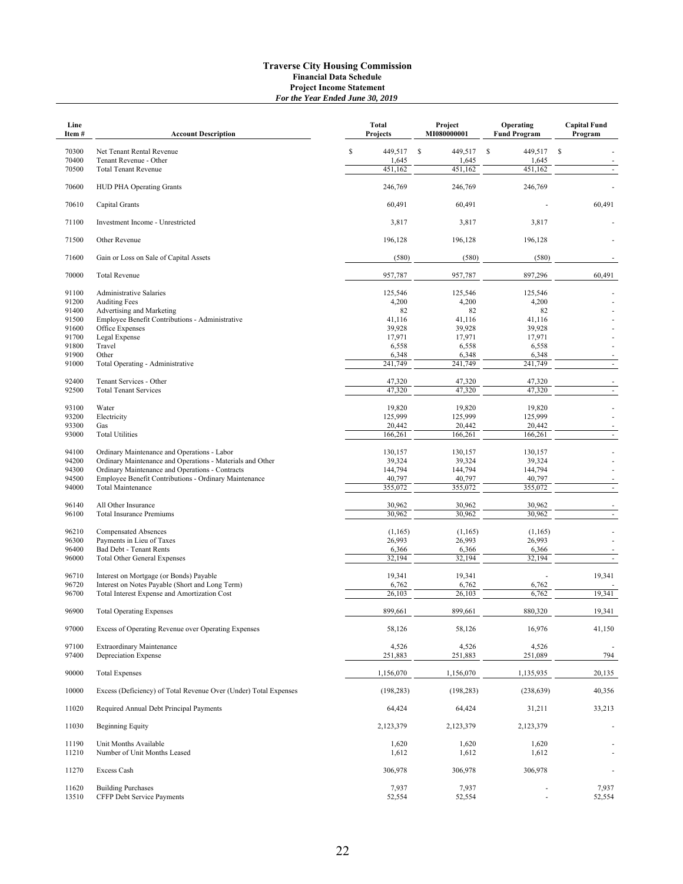# Traverse City Housing Commission

## Financial Data Schedule

### Project Income Statement

***For the Year Ended June 30, 2019***

| Line Item # | Account Description | Total Projects | Project MI080000001 | Operating Fund Program | Capital Fund Program |
|---|---|---|---|---|---|
| 70300 | Net Tenant Rental Revenue | $ 449,517 | $ 449,517 | $ 449,517 | $ - |
| 70400 | Tenant Revenue - Other | 1,645 | 1,645 | 1,645 | - |
| 70500 | Total Tenant Revenue | 451,162 | 451,162 | 451,162 | - |
| 70600 | HUD PHA Operating Grants | 246,769 | 246,769 | 246,769 | - |
| 70610 | Capital Grants | 60,491 | 60,491 | - | 60,491 |
| 71100 | Investment Income - Unrestricted | 3,817 | 3,817 | 3,817 | - |
| 71500 | Other Revenue | 196,128 | 196,128 | 196,128 | - |
| 71600 | Gain or Loss on Sale of Capital Assets | (580) | (580) | (580) | - |
| 70000 | Total Revenue | 957,787 | 957,787 | 897,296 | 60,491 |
| 91100 | Administrative Salaries | 125,546 | 125,546 | 125,546 | - |
| 91200 | Auditing Fees | 4,200 | 4,200 | 4,200 | - |
| 91400 | Advertising and Marketing | 82 | 82 | 82 | - |
| 91500 | Employee Benefit Contributions - Administrative | 41,116 | 41,116 | 41,116 | - |
| 91600 | Office Expenses | 39,928 | 39,928 | 39,928 | - |
| 91700 | Legal Expense | 17,971 | 17,971 | 17,971 | - |
| 91800 | Travel | 6,558 | 6,558 | 6,558 | - |
| 91900 | Other | 6,348 | 6,348 | 6,348 | - |
| 91000 | Total Operating - Administrative | 241,749 | 241,749 | 241,749 | - |
| 92400 | Tenant Services - Other | 47,320 | 47,320 | 47,320 | - |
| 92500 | Total Tenant Services | 47,320 | 47,320 | 47,320 | - |
| 93100 | Water | 19,820 | 19,820 | 19,820 | - |
| 93200 | Electricity | 125,999 | 125,999 | 125,999 | - |
| 93300 | Gas | 20,442 | 20,442 | 20,442 | - |
| 93000 | Total Utilities | 166,261 | 166,261 | 166,261 | - |
| 94100 | Ordinary Maintenance and Operations - Labor | 130,157 | 130,157 | 130,157 | - |
| 94200 | Ordinary Maintenance and Operations - Materials and Other | 39,324 | 39,324 | 39,324 | - |
| 94300 | Ordinary Maintenance and Operations - Contracts | 144,794 | 144,794 | 144,794 | - |
| 94500 | Employee Benefit Contributions - Ordinary Maintenance | 40,797 | 40,797 | 40,797 | - |
| 94000 | Total Maintenance | 355,072 | 355,072 | 355,072 | - |
| 96140 | All Other Insurance | 30,962 | 30,962 | 30,962 | - |
| 96100 | Total Insurance Premiums | 30,962 | 30,962 | 30,962 | - |
| 96210 | Compensated Absences | (1,165) | (1,165) | (1,165) | - |
| 96300 | Payments in Lieu of Taxes | 26,993 | 26,993 | 26,993 | - |
| 96400 | Bad Debt - Tenant Rents | 6,366 | 6,366 | 6,366 | - |
| 96000 | Total Other General Expenses | 32,194 | 32,194 | 32,194 | - |
| 96710 | Interest on Mortgage (or Bonds) Payable | 19,341 | 19,341 | - | 19,341 |
| 96720 | Interest on Notes Payable (Short and Long Term) | 6,762 | 6,762 | 6,762 | - |
| 96700 | Total Interest Expense and Amortization Cost | 26,103 | 26,103 | 6,762 | 19,341 |
| 96900 | Total Operating Expenses | 899,661 | 899,661 | 880,320 | 19,341 |
| 97000 | Excess of Operating Revenue over Operating Expenses | 58,126 | 58,126 | 16,976 | 41,150 |
| 97100 | Extraordinary Maintenance | 4,526 | 4,526 | 4,526 | - |
| 97400 | Depreciation Expense | 251,883 | 251,883 | 251,089 | 794 |
| 90000 | Total Expenses | 1,156,070 | 1,156,070 | 1,135,935 | 20,135 |
| 10000 | Excess (Deficiency) of Total Revenue Over (Under) Total Expenses | (198,283) | (198,283) | (238,639) | 40,356 |
| 11020 | Required Annual Debt Principal Payments | 64,424 | 64,424 | 31,211 | 33,213 |
| 11030 | Beginning Equity | 2,123,379 | 2,123,379 | 2,123,379 | - |
| 11190 | Unit Months Available | 1,620 | 1,620 | 1,620 | - |
| 11210 | Number of Unit Months Leased | 1,612 | 1,612 | 1,612 | - |
| 11270 | Excess Cash | 306,978 | 306,978 | 306,978 | - |
| 11620 | Building Purchases | 7,937 | 7,937 | - | 7,937 |
| 13510 | CFFP Debt Service Payments | 52,554 | 52,554 | - | 52,554 |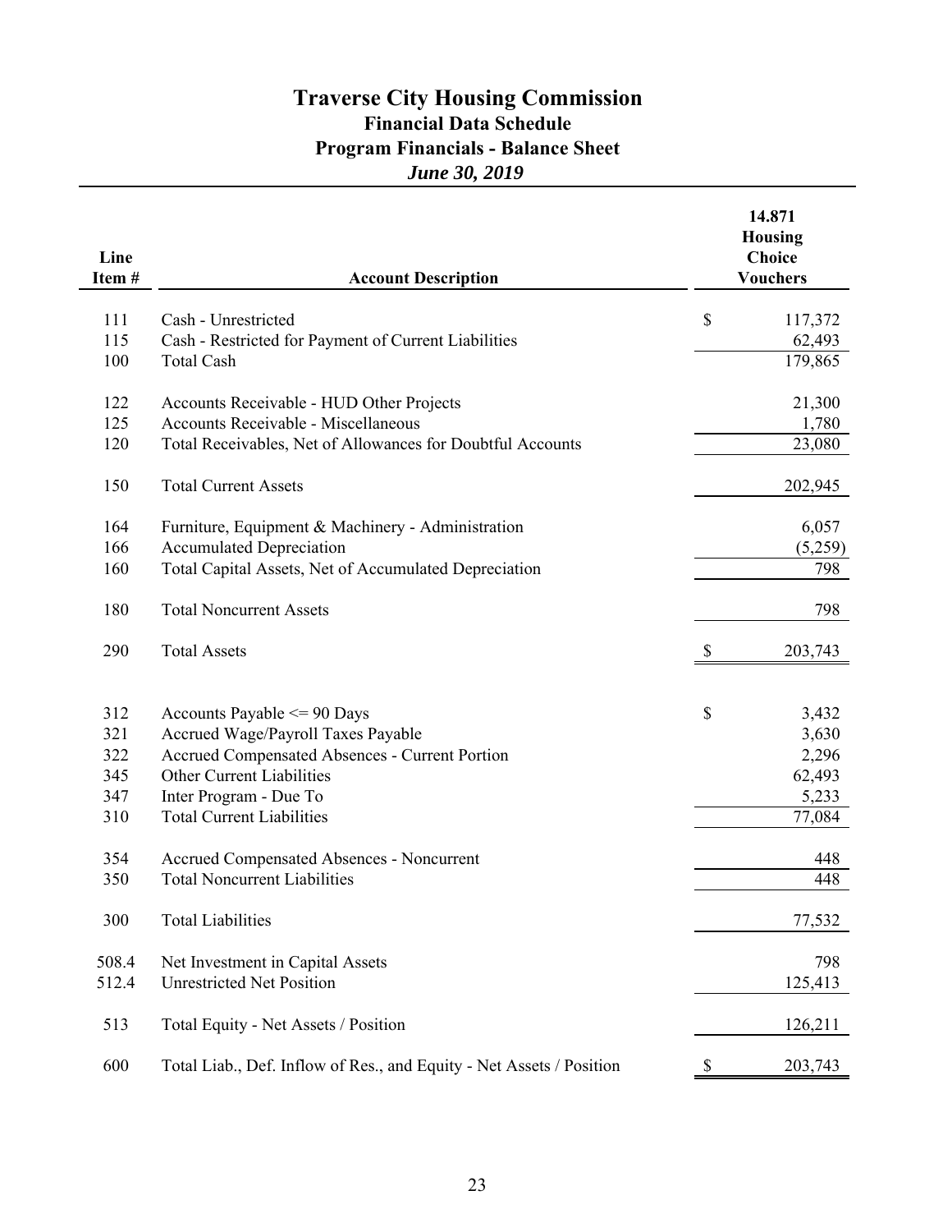# Traverse City Housing Commission

## Financial Data Schedule

## Program Financials - Balance Sheet

### *June 30, 2019*

| Line Item # | Account Description | 14.871 Housing Choice Vouchers |
|---|---|---|
| 111 | Cash - Unrestricted | $ 117,372 |
| 115 | Cash - Restricted for Payment of Current Liabilities | 62,493 |
| 100 | Total Cash | 179,865 |
| | | |
| 122 | Accounts Receivable - HUD Other Projects | 21,300 |
| 125 | Accounts Receivable - Miscellaneous | 1,780 |
| 120 | Total Receivables, Net of Allowances for Doubtful Accounts | 23,080 |
| | | |
| 150 | Total Current Assets | 202,945 |
| | | |
| 164 | Furniture, Equipment & Machinery - Administration | 6,057 |
| 166 | Accumulated Depreciation | (5,259) |
| 160 | Total Capital Assets, Net of Accumulated Depreciation | 798 |
| | | |
| 180 | Total Noncurrent Assets | 798 |
| | | |
| 290 | Total Assets | $ 203,743 |
| | | |
| 312 | Accounts Payable <= 90 Days | $ 3,432 |
| 321 | Accrued Wage/Payroll Taxes Payable | 3,630 |
| 322 | Accrued Compensated Absences - Current Portion | 2,296 |
| 345 | Other Current Liabilities | 62,493 |
| 347 | Inter Program - Due To | 5,233 |
| 310 | Total Current Liabilities | 77,084 |
| | | |
| 354 | Accrued Compensated Absences - Noncurrent | 448 |
| 350 | Total Noncurrent Liabilities | 448 |
| | | |
| 300 | Total Liabilities | 77,532 |
| | | |
| 508.4 | Net Investment in Capital Assets | 798 |
| 512.4 | Unrestricted Net Position | 125,413 |
| | | |
| 513 | Total Equity - Net Assets / Position | 126,211 |
| | | |
| 600 | Total Liab., Def. Inflow of Res., and Equity - Net Assets / Position | $ 203,743 |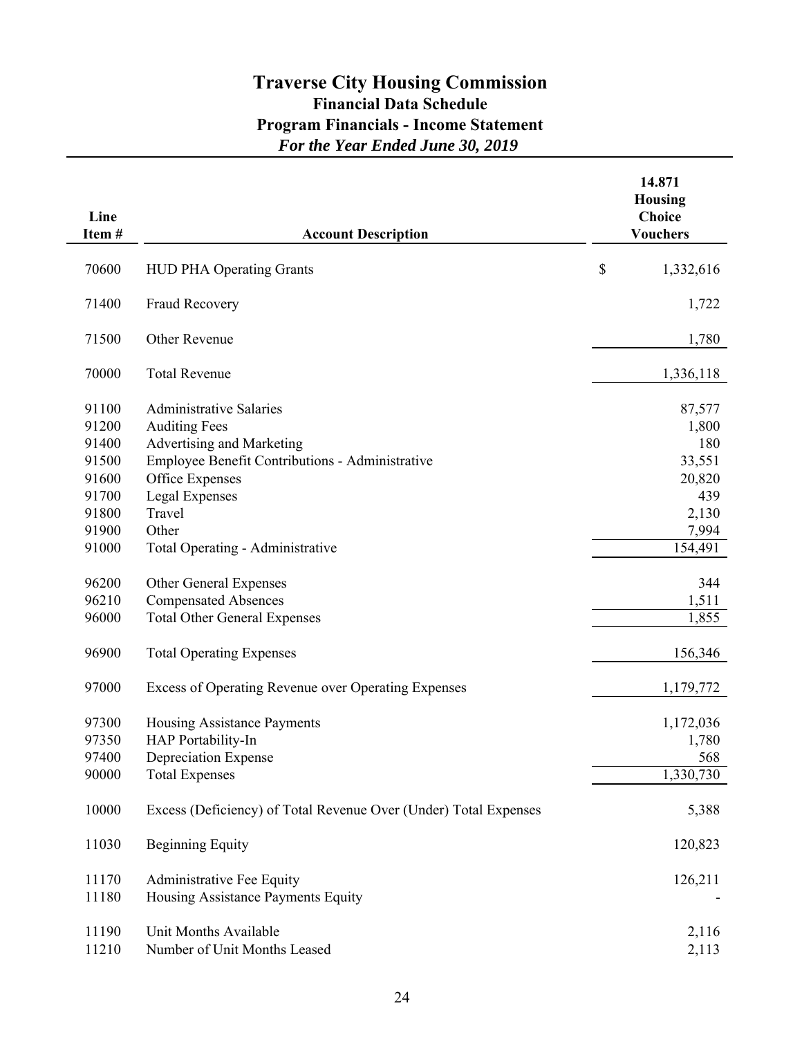# Traverse City Housing Commission

## Financial Data Schedule

## Program Financials - Income Statement

### *For the Year Ended June 30, 2019*

| Line Item # | Account Description | 14.871 Housing Choice Vouchers |
|---|---|---|
| 70600 | HUD PHA Operating Grants | $ 1,332,616 |
| 71400 | Fraud Recovery | 1,722 |
| 71500 | Other Revenue | 1,780 |
| 70000 | Total Revenue | 1,336,118 |
| 91100 | Administrative Salaries | 87,577 |
| 91200 | Auditing Fees | 1,800 |
| 91400 | Advertising and Marketing | 180 |
| 91500 | Employee Benefit Contributions - Administrative | 33,551 |
| 91600 | Office Expenses | 20,820 |
| 91700 | Legal Expenses | 439 |
| 91800 | Travel | 2,130 |
| 91900 | Other | 7,994 |
| 91000 | Total Operating - Administrative | 154,491 |
| 96200 | Other General Expenses | 344 |
| 96210 | Compensated Absences | 1,511 |
| 96000 | Total Other General Expenses | 1,855 |
| 96900 | Total Operating Expenses | 156,346 |
| 97000 | Excess of Operating Revenue over Operating Expenses | 1,179,772 |
| 97300 | Housing Assistance Payments | 1,172,036 |
| 97350 | HAP Portability-In | 1,780 |
| 97400 | Depreciation Expense | 568 |
| 90000 | Total Expenses | 1,330,730 |
| 10000 | Excess (Deficiency) of Total Revenue Over (Under) Total Expenses | 5,388 |
| 11030 | Beginning Equity | 120,823 |
| 11170 | Administrative Fee Equity | 126,211 |
| 11180 | Housing Assistance Payments Equity | - |
| 11190 | Unit Months Available | 2,116 |
| 11210 | Number of Unit Months Leased | 2,113 |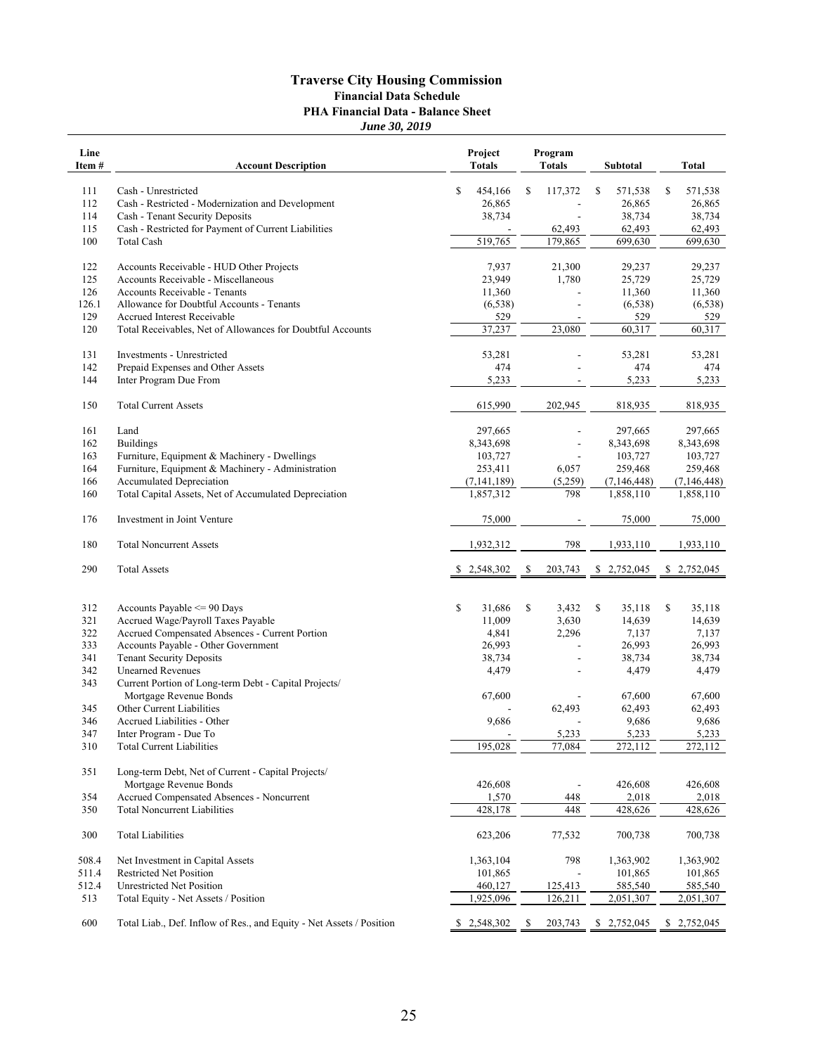# Traverse City Housing Commission

## Financial Data Schedule

### PHA Financial Data - Balance Sheet

*June 30, 2019*

| Line Item # | Account Description | Project Totals | Program Totals | Subtotal | Total |
|---|---|---|---|---|---|
| 111 | Cash - Unrestricted | $ 454,166 | $ 117,372 | $ 571,538 | $ 571,538 |
| 112 | Cash - Restricted - Modernization and Development | 26,865 | - | 26,865 | 26,865 |
| 114 | Cash - Tenant Security Deposits | 38,734 | - | 38,734 | 38,734 |
| 115 | Cash - Restricted for Payment of Current Liabilities | - | 62,493 | 62,493 | 62,493 |
| 100 | Total Cash | 519,765 | 179,865 | 699,630 | 699,630 |
| | | | | | |
| 122 | Accounts Receivable - HUD Other Projects | 7,937 | 21,300 | 29,237 | 29,237 |
| 125 | Accounts Receivable - Miscellaneous | 23,949 | 1,780 | 25,729 | 25,729 |
| 126 | Accounts Receivable - Tenants | 11,360 | - | 11,360 | 11,360 |
| 126.1 | Allowance for Doubtful Accounts - Tenants | (6,538) | - | (6,538) | (6,538) |
| 129 | Accrued Interest Receivable | 529 | - | 529 | 529 |
| 120 | Total Receivables, Net of Allowances for Doubtful Accounts | 37,237 | 23,080 | 60,317 | 60,317 |
| | | | | | |
| 131 | Investments - Unrestricted | 53,281 | - | 53,281 | 53,281 |
| 142 | Prepaid Expenses and Other Assets | 474 | - | 474 | 474 |
| 144 | Inter Program Due From | 5,233 | - | 5,233 | 5,233 |
| | | | | | |
| 150 | Total Current Assets | 615,990 | 202,945 | 818,935 | 818,935 |
| | | | | | |
| 161 | Land | 297,665 | - | 297,665 | 297,665 |
| 162 | Buildings | 8,343,698 | - | 8,343,698 | 8,343,698 |
| 163 | Furniture, Equipment & Machinery - Dwellings | 103,727 | - | 103,727 | 103,727 |
| 164 | Furniture, Equipment & Machinery - Administration | 253,411 | 6,057 | 259,468 | 259,468 |
| 166 | Accumulated Depreciation | (7,141,189) | (5,259) | (7,146,448) | (7,146,448) |
| 160 | Total Capital Assets, Net of Accumulated Depreciation | 1,857,312 | 798 | 1,858,110 | 1,858,110 |
| | | | | | |
| 176 | Investment in Joint Venture | 75,000 | - | 75,000 | 75,000 |
| | | | | | |
| 180 | Total Noncurrent Assets | 1,932,312 | 798 | 1,933,110 | 1,933,110 |
| | | | | | |
| 290 | Total Assets | $ 2,548,302 | $ 203,743 | $ 2,752,045 | $ 2,752,045 |
| | | | | | |
| 312 | Accounts Payable <= 90 Days | $ 31,686 | $ 3,432 | $ 35,118 | $ 35,118 |
| 321 | Accrued Wage/Payroll Taxes Payable | 11,009 | 3,630 | 14,639 | 14,639 |
| 322 | Accrued Compensated Absences - Current Portion | 4,841 | 2,296 | 7,137 | 7,137 |
| 333 | Accounts Payable - Other Government | 26,993 | - | 26,993 | 26,993 |
| 341 | Tenant Security Deposits | 38,734 | - | 38,734 | 38,734 |
| 342 | Unearned Revenues | 4,479 | - | 4,479 | 4,479 |
| 343 | Current Portion of Long-term Debt - Capital Projects/ Mortgage Revenue Bonds | 67,600 | - | 67,600 | 67,600 |
| 345 | Other Current Liabilities | - | 62,493 | 62,493 | 62,493 |
| 346 | Accrued Liabilities - Other | 9,686 | - | 9,686 | 9,686 |
| 347 | Inter Program - Due To | - | 5,233 | 5,233 | 5,233 |
| 310 | Total Current Liabilities | 195,028 | 77,084 | 272,112 | 272,112 |
| | | | | | |
| 351 | Long-term Debt, Net of Current - Capital Projects/ Mortgage Revenue Bonds | 426,608 | - | 426,608 | 426,608 |
| 354 | Accrued Compensated Absences - Noncurrent | 1,570 | 448 | 2,018 | 2,018 |
| 350 | Total Noncurrent Liabilities | 428,178 | 448 | 428,626 | 428,626 |
| | | | | | |
| 300 | Total Liabilities | 623,206 | 77,532 | 700,738 | 700,738 |
| | | | | | |
| 508.4 | Net Investment in Capital Assets | 1,363,104 | 798 | 1,363,902 | 1,363,902 |
| 511.4 | Restricted Net Position | 101,865 | - | 101,865 | 101,865 |
| 512.4 | Unrestricted Net Position | 460,127 | 125,413 | 585,540 | 585,540 |
| 513 | Total Equity - Net Assets / Position | 1,925,096 | 126,211 | 2,051,307 | 2,051,307 |
| | | | | | |
| 600 | Total Liab., Def. Inflow of Res., and Equity - Net Assets / Position | $ 2,548,302 | $ 203,743 | $ 2,752,045 | $ 2,752,045 |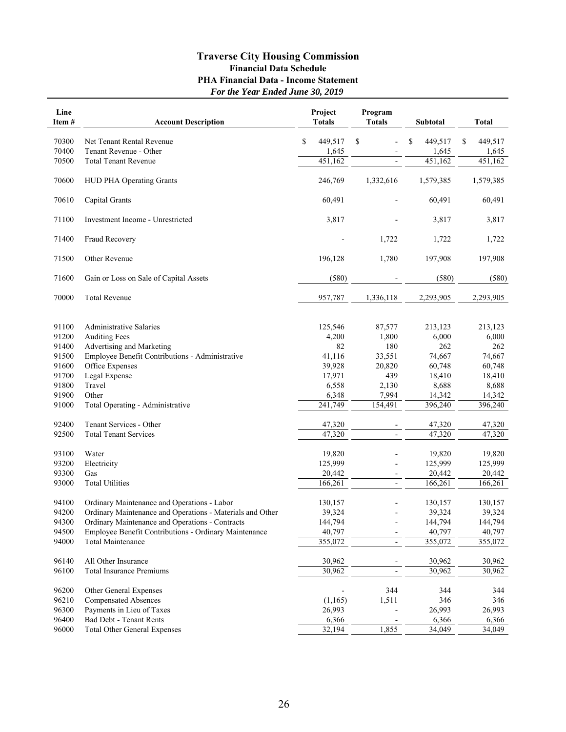# Traverse City Housing Commission

## Financial Data Schedule

### PHA Financial Data - Income Statement

*For the Year Ended June 30, 2019*

| Line Item # | Account Description | Project Totals | Program Totals | Subtotal | Total |
|---|---|---|---|---|---|
| 70300 | Net Tenant Rental Revenue | $ 449,517 | $ - | $ 449,517 | $ 449,517 |
| 70400 | Tenant Revenue - Other | 1,645 | - | 1,645 | 1,645 |
| 70500 | Total Tenant Revenue | 451,162 | - | 451,162 | 451,162 |
| 70600 | HUD PHA Operating Grants | 246,769 | 1,332,616 | 1,579,385 | 1,579,385 |
| 70610 | Capital Grants | 60,491 | - | 60,491 | 60,491 |
| 71100 | Investment Income - Unrestricted | 3,817 | - | 3,817 | 3,817 |
| 71400 | Fraud Recovery | - | 1,722 | 1,722 | 1,722 |
| 71500 | Other Revenue | 196,128 | 1,780 | 197,908 | 197,908 |
| 71600 | Gain or Loss on Sale of Capital Assets | (580) | - | (580) | (580) |
| 70000 | Total Revenue | 957,787 | 1,336,118 | 2,293,905 | 2,293,905 |
| 91100 | Administrative Salaries | 125,546 | 87,577 | 213,123 | 213,123 |
| 91200 | Auditing Fees | 4,200 | 1,800 | 6,000 | 6,000 |
| 91400 | Advertising and Marketing | 82 | 180 | 262 | 262 |
| 91500 | Employee Benefit Contributions - Administrative | 41,116 | 33,551 | 74,667 | 74,667 |
| 91600 | Office Expenses | 39,928 | 20,820 | 60,748 | 60,748 |
| 91700 | Legal Expense | 17,971 | 439 | 18,410 | 18,410 |
| 91800 | Travel | 6,558 | 2,130 | 8,688 | 8,688 |
| 91900 | Other | 6,348 | 7,994 | 14,342 | 14,342 |
| 91000 | Total Operating - Administrative | 241,749 | 154,491 | 396,240 | 396,240 |
| 92400 | Tenant Services - Other | 47,320 | - | 47,320 | 47,320 |
| 92500 | Total Tenant Services | 47,320 | - | 47,320 | 47,320 |
| 93100 | Water | 19,820 | - | 19,820 | 19,820 |
| 93200 | Electricity | 125,999 | - | 125,999 | 125,999 |
| 93300 | Gas | 20,442 | - | 20,442 | 20,442 |
| 93000 | Total Utilities | 166,261 | - | 166,261 | 166,261 |
| 94100 | Ordinary Maintenance and Operations - Labor | 130,157 | - | 130,157 | 130,157 |
| 94200 | Ordinary Maintenance and Operations - Materials and Other | 39,324 | - | 39,324 | 39,324 |
| 94300 | Ordinary Maintenance and Operations - Contracts | 144,794 | - | 144,794 | 144,794 |
| 94500 | Employee Benefit Contributions - Ordinary Maintenance | 40,797 | - | 40,797 | 40,797 |
| 94000 | Total Maintenance | 355,072 | - | 355,072 | 355,072 |
| 96140 | All Other Insurance | 30,962 | - | 30,962 | 30,962 |
| 96100 | Total Insurance Premiums | 30,962 | - | 30,962 | 30,962 |
| 96200 | Other General Expenses | - | 344 | 344 | 344 |
| 96210 | Compensated Absences | (1,165) | 1,511 | 346 | 346 |
| 96300 | Payments in Lieu of Taxes | 26,993 | - | 26,993 | 26,993 |
| 96400 | Bad Debt - Tenant Rents | 6,366 | - | 6,366 | 6,366 |
| 96000 | Total Other General Expenses | 32,194 | 1,855 | 34,049 | 34,049 |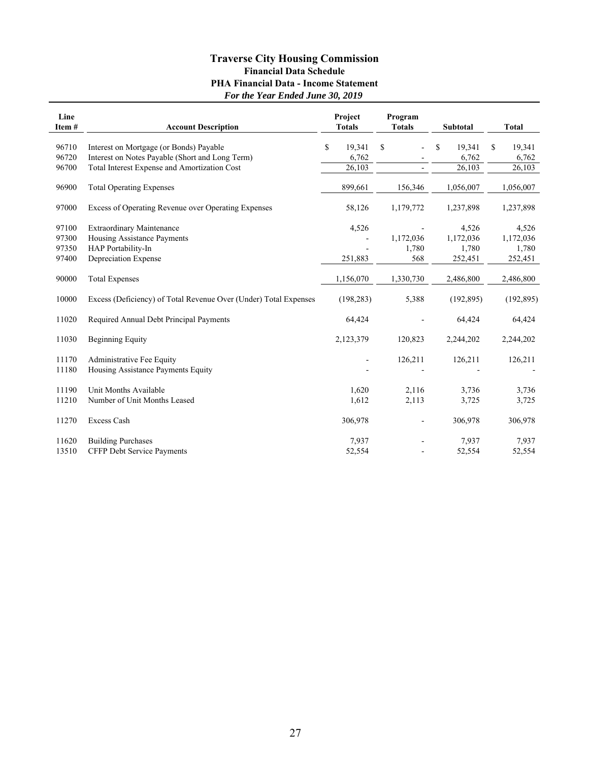# Traverse City Housing Commission

## Financial Data Schedule

### PHA Financial Data - Income Statement

*For the Year Ended June 30, 2019*

| Line Item # | Account Description | Project Totals | Program Totals | Subtotal | Total |
|---|---|---|---|---|---|
| 96710 | Interest on Mortgage (or Bonds) Payable | $ 19,341 | $ - | $ 19,341 | $ 19,341 |
| 96720 | Interest on Notes Payable (Short and Long Term) | 6,762 | - | 6,762 | 6,762 |
| 96700 | Total Interest Expense and Amortization Cost | 26,103 | - | 26,103 | 26,103 |
| 96900 | Total Operating Expenses | 899,661 | 156,346 | 1,056,007 | 1,056,007 |
| 97000 | Excess of Operating Revenue over Operating Expenses | 58,126 | 1,179,772 | 1,237,898 | 1,237,898 |
| 97100 | Extraordinary Maintenance | 4,526 | - | 4,526 | 4,526 |
| 97300 | Housing Assistance Payments | - | 1,172,036 | 1,172,036 | 1,172,036 |
| 97350 | HAP Portability-In | - | 1,780 | 1,780 | 1,780 |
| 97400 | Depreciation Expense | 251,883 | 568 | 252,451 | 252,451 |
| 90000 | Total Expenses | 1,156,070 | 1,330,730 | 2,486,800 | 2,486,800 |
| 10000 | Excess (Deficiency) of Total Revenue Over (Under) Total Expenses | (198,283) | 5,388 | (192,895) | (192,895) |
| 11020 | Required Annual Debt Principal Payments | 64,424 | - | 64,424 | 64,424 |
| 11030 | Beginning Equity | 2,123,379 | 120,823 | 2,244,202 | 2,244,202 |
| 11170 | Administrative Fee Equity | - | 126,211 | 126,211 | 126,211 |
| 11180 | Housing Assistance Payments Equity | - | - | - | - |
| 11190 | Unit Months Available | 1,620 | 2,116 | 3,736 | 3,736 |
| 11210 | Number of Unit Months Leased | 1,612 | 2,113 | 3,725 | 3,725 |
| 11270 | Excess Cash | 306,978 | - | 306,978 | 306,978 |
| 11620 | Building Purchases | 7,937 | - | 7,937 | 7,937 |
| 13510 | CFFP Debt Service Payments | 52,554 | - | 52,554 | 52,554 |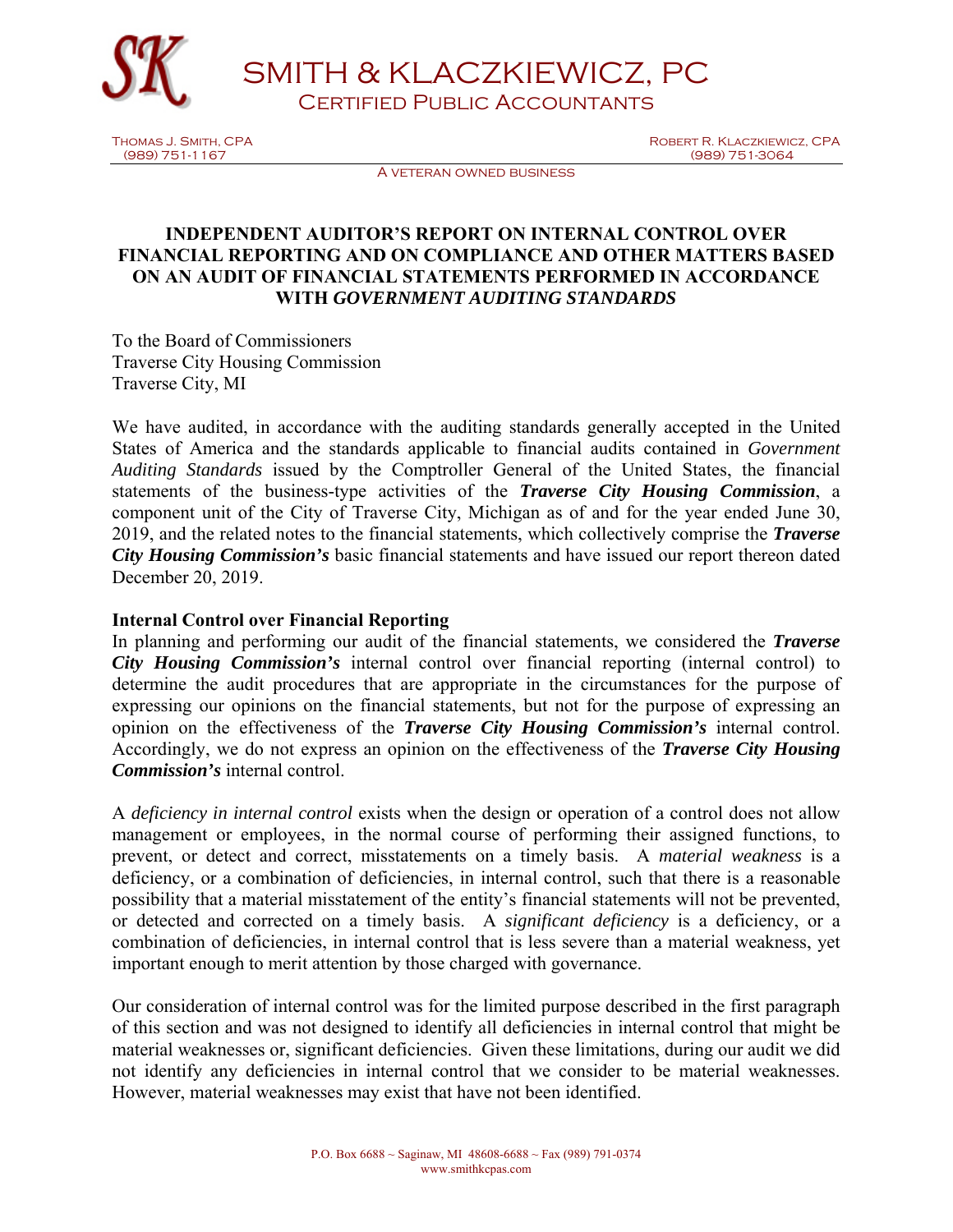# SMITH & KLACZKIEWICZ, PC

Certified Public Accountants

Thomas J. Smith, CPA
(989) 751-1167

Robert R. Klaczkiewicz, CPA
(989) 751-3064

A veteran owned business

## INDEPENDENT AUDITOR'S REPORT ON INTERNAL CONTROL OVER FINANCIAL REPORTING AND ON COMPLIANCE AND OTHER MATTERS BASED ON AN AUDIT OF FINANCIAL STATEMENTS PERFORMED IN ACCORDANCE WITH *GOVERNMENT AUDITING STANDARDS*

To the Board of Commissioners
Traverse City Housing Commission
Traverse City, MI

We have audited, in accordance with the auditing standards generally accepted in the United States of America and the standards applicable to financial audits contained in *Government Auditing Standards* issued by the Comptroller General of the United States, the financial statements of the business-type activities of the ***Traverse City Housing Commission***, a component unit of the City of Traverse City, Michigan as of and for the year ended June 30, 2019, and the related notes to the financial statements, which collectively comprise the ***Traverse City Housing Commission's*** basic financial statements and have issued our report thereon dated December 20, 2019.

**Internal Control over Financial Reporting**
In planning and performing our audit of the financial statements, we considered the ***Traverse City Housing Commission's*** internal control over financial reporting (internal control) to determine the audit procedures that are appropriate in the circumstances for the purpose of expressing our opinions on the financial statements, but not for the purpose of expressing an opinion on the effectiveness of the ***Traverse City Housing Commission's*** internal control. Accordingly, we do not express an opinion on the effectiveness of the ***Traverse City Housing Commission's*** internal control.

A *deficiency in internal control* exists when the design or operation of a control does not allow management or employees, in the normal course of performing their assigned functions, to prevent, or detect and correct, misstatements on a timely basis. A *material weakness* is a deficiency, or a combination of deficiencies, in internal control, such that there is a reasonable possibility that a material misstatement of the entity's financial statements will not be prevented, or detected and corrected on a timely basis. A *significant deficiency* is a deficiency, or a combination of deficiencies, in internal control that is less severe than a material weakness, yet important enough to merit attention by those charged with governance.

Our consideration of internal control was for the limited purpose described in the first paragraph of this section and was not designed to identify all deficiencies in internal control that might be material weaknesses or, significant deficiencies. Given these limitations, during our audit we did not identify any deficiencies in internal control that we consider to be material weaknesses. However, material weaknesses may exist that have not been identified.

P.O. Box 6688 ~ Saginaw, MI 48608-6688 ~ Fax (989) 791-0374
www.smithkcpas.com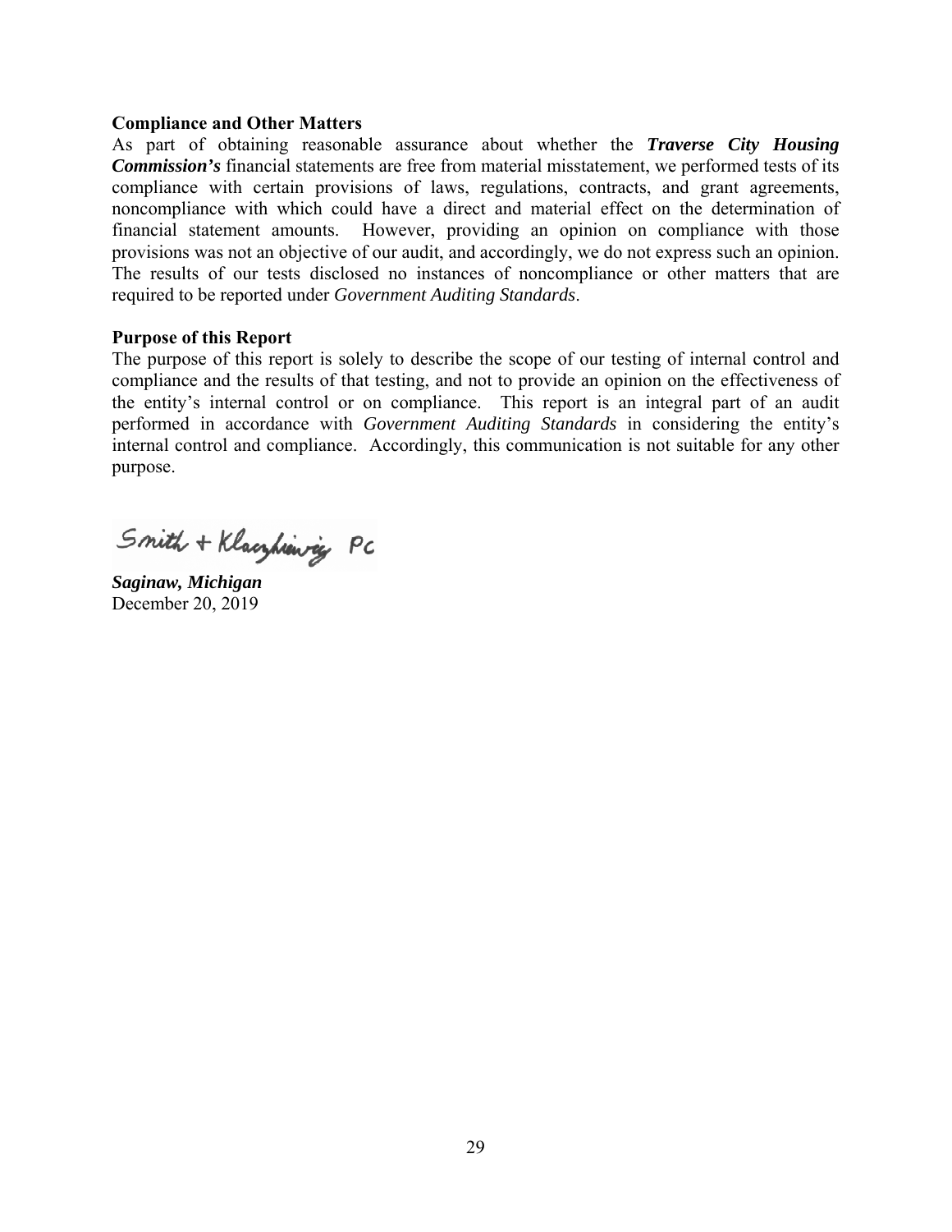**Compliance and Other Matters**

As part of obtaining reasonable assurance about whether the ***Traverse City Housing Commission's*** financial statements are free from material misstatement, we performed tests of its compliance with certain provisions of laws, regulations, contracts, and grant agreements, noncompliance with which could have a direct and material effect on the determination of financial statement amounts. However, providing an opinion on compliance with those provisions was not an objective of our audit, and accordingly, we do not express such an opinion. The results of our tests disclosed no instances of noncompliance or other matters that are required to be reported under *Government Auditing Standards*.

**Purpose of this Report**

The purpose of this report is solely to describe the scope of our testing of internal control and compliance and the results of that testing, and not to provide an opinion on the effectiveness of the entity's internal control or on compliance. This report is an integral part of an audit performed in accordance with *Government Auditing Standards* in considering the entity's internal control and compliance. Accordingly, this communication is not suitable for any other purpose.

Smith + Klaczkiewicz, PC

***Saginaw, Michigan***
December 20, 2019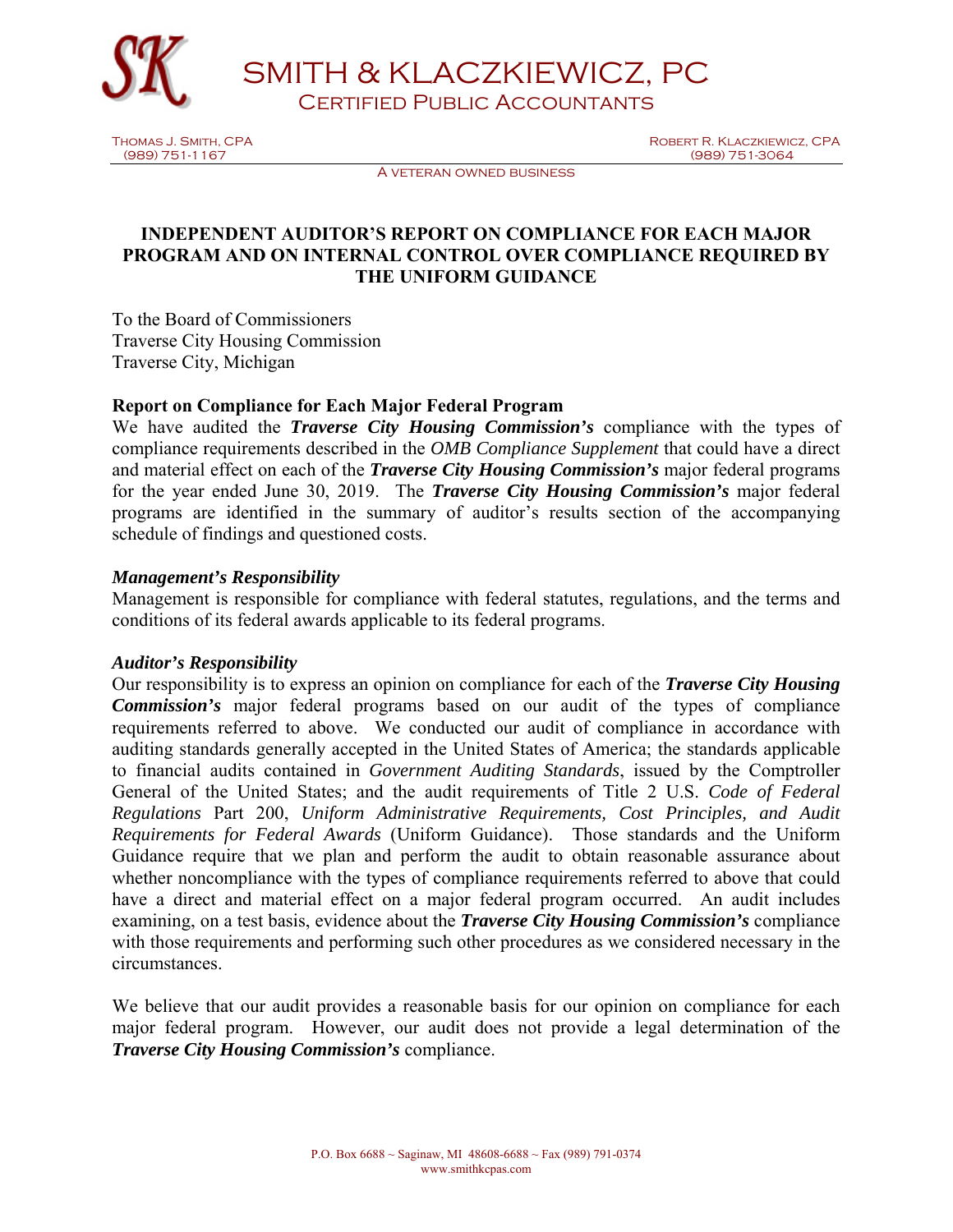SMITH & KLACZKIEWICZ, PC

CERTIFIED PUBLIC ACCOUNTANTS

THOMAS J. SMITH, CPA
(989) 751-1167

ROBERT R. KLACZKIEWICZ, CPA
(989) 751-3064

A VETERAN OWNED BUSINESS

## INDEPENDENT AUDITOR'S REPORT ON COMPLIANCE FOR EACH MAJOR PROGRAM AND ON INTERNAL CONTROL OVER COMPLIANCE REQUIRED BY THE UNIFORM GUIDANCE

To the Board of Commissioners
Traverse City Housing Commission
Traverse City, Michigan

### Report on Compliance for Each Major Federal Program

We have audited the ***Traverse City Housing Commission's*** compliance with the types of compliance requirements described in the *OMB Compliance Supplement* that could have a direct and material effect on each of the ***Traverse City Housing Commission's*** major federal programs for the year ended June 30, 2019. The ***Traverse City Housing Commission's*** major federal programs are identified in the summary of auditor's results section of the accompanying schedule of findings and questioned costs.

#### *Management's Responsibility*

Management is responsible for compliance with federal statutes, regulations, and the terms and conditions of its federal awards applicable to its federal programs.

#### *Auditor's Responsibility*

Our responsibility is to express an opinion on compliance for each of the ***Traverse City Housing Commission's*** major federal programs based on our audit of the types of compliance requirements referred to above. We conducted our audit of compliance in accordance with auditing standards generally accepted in the United States of America; the standards applicable to financial audits contained in *Government Auditing Standards*, issued by the Comptroller General of the United States; and the audit requirements of Title 2 U.S. *Code of Federal Regulations* Part 200, *Uniform Administrative Requirements, Cost Principles, and Audit Requirements for Federal Awards* (Uniform Guidance). Those standards and the Uniform Guidance require that we plan and perform the audit to obtain reasonable assurance about whether noncompliance with the types of compliance requirements referred to above that could have a direct and material effect on a major federal program occurred. An audit includes examining, on a test basis, evidence about the ***Traverse City Housing Commission's*** compliance with those requirements and performing such other procedures as we considered necessary in the circumstances.

We believe that our audit provides a reasonable basis for our opinion on compliance for each major federal program. However, our audit does not provide a legal determination of the ***Traverse City Housing Commission's*** compliance.

P.O. Box 6688 ~ Saginaw, MI 48608-6688 ~ Fax (989) 791-0374
www.smithkcpas.com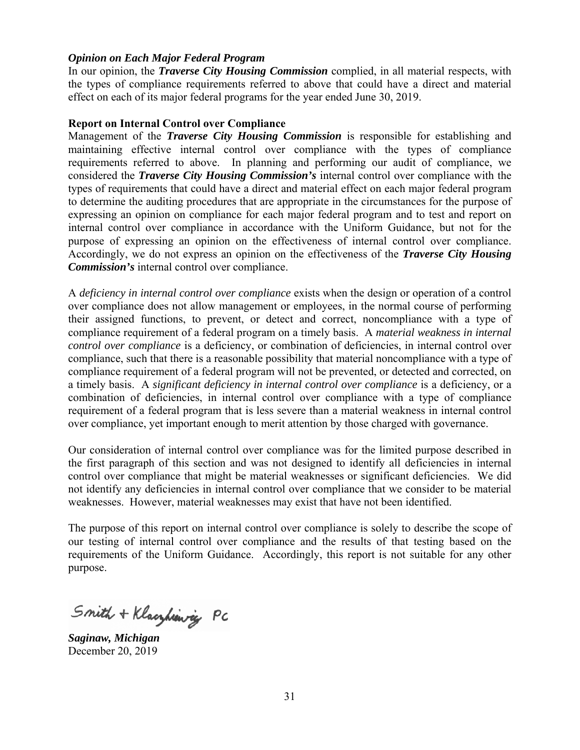***Opinion on Each Major Federal Program***

In our opinion, the ***Traverse City Housing Commission*** complied, in all material respects, with the types of compliance requirements referred to above that could have a direct and material effect on each of its major federal programs for the year ended June 30, 2019.

**Report on Internal Control over Compliance**

Management of the ***Traverse City Housing Commission*** is responsible for establishing and maintaining effective internal control over compliance with the types of compliance requirements referred to above. In planning and performing our audit of compliance, we considered the ***Traverse City Housing Commission's*** internal control over compliance with the types of requirements that could have a direct and material effect on each major federal program to determine the auditing procedures that are appropriate in the circumstances for the purpose of expressing an opinion on compliance for each major federal program and to test and report on internal control over compliance in accordance with the Uniform Guidance, but not for the purpose of expressing an opinion on the effectiveness of internal control over compliance. Accordingly, we do not express an opinion on the effectiveness of the ***Traverse City Housing Commission's*** internal control over compliance.

A *deficiency in internal control over compliance* exists when the design or operation of a control over compliance does not allow management or employees, in the normal course of performing their assigned functions, to prevent, or detect and correct, noncompliance with a type of compliance requirement of a federal program on a timely basis. A *material weakness in internal control over compliance* is a deficiency, or combination of deficiencies, in internal control over compliance, such that there is a reasonable possibility that material noncompliance with a type of compliance requirement of a federal program will not be prevented, or detected and corrected, on a timely basis. A *significant deficiency in internal control over compliance* is a deficiency, or a combination of deficiencies, in internal control over compliance with a type of compliance requirement of a federal program that is less severe than a material weakness in internal control over compliance, yet important enough to merit attention by those charged with governance.

Our consideration of internal control over compliance was for the limited purpose described in the first paragraph of this section and was not designed to identify all deficiencies in internal control over compliance that might be material weaknesses or significant deficiencies. We did not identify any deficiencies in internal control over compliance that we consider to be material weaknesses. However, material weaknesses may exist that have not been identified.

The purpose of this report on internal control over compliance is solely to describe the scope of our testing of internal control over compliance and the results of that testing based on the requirements of the Uniform Guidance. Accordingly, this report is not suitable for any other purpose.

Smith + Klaczkiewicz, PC

***Saginaw, Michigan***
December 20, 2019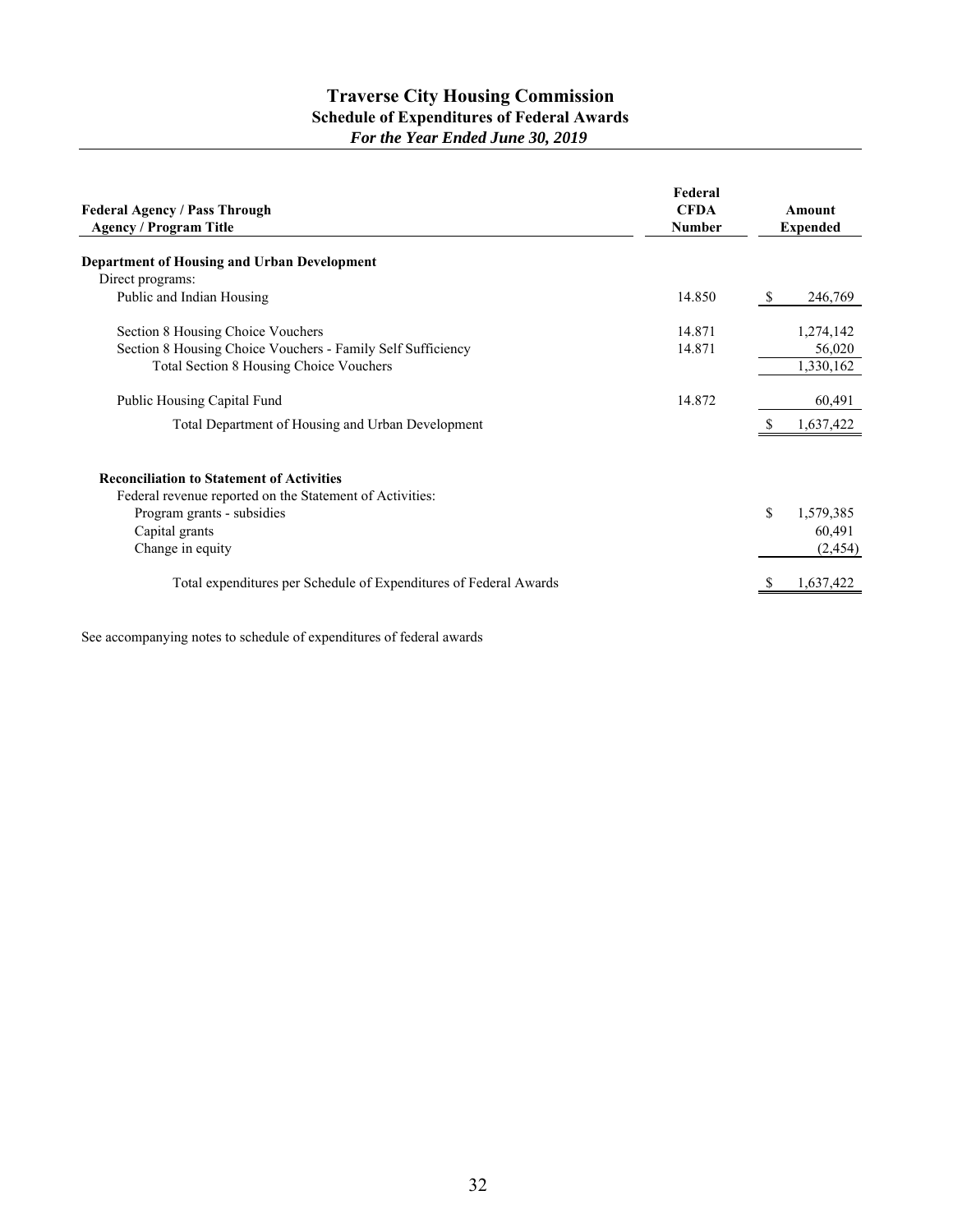# Traverse City Housing Commission

## Schedule of Expenditures of Federal Awards

### *For the Year Ended June 30, 2019*

| Federal Agency / Pass Through Agency / Program Title | Federal CFDA Number | Amount Expended |
|---|---|---|
| **Department of Housing and Urban Development** | | |
| Direct programs: | | |
| Public and Indian Housing | 14.850 | $ 246,769 |
| Section 8 Housing Choice Vouchers | 14.871 | 1,274,142 |
| Section 8 Housing Choice Vouchers - Family Self Sufficiency | 14.871 | 56,020 |
| Total Section 8 Housing Choice Vouchers | | 1,330,162 |
| Public Housing Capital Fund | 14.872 | 60,491 |
| Total Department of Housing and Urban Development | | $ 1,637,422 |
| | | |
| **Reconciliation to Statement of Activities** | | |
| Federal revenue reported on the Statement of Activities: | | |
| Program grants - subsidies | | $ 1,579,385 |
| Capital grants | | 60,491 |
| Change in equity | | (2,454) |
| Total expenditures per Schedule of Expenditures of Federal Awards | | $ 1,637,422 |

See accompanying notes to schedule of expenditures of federal awards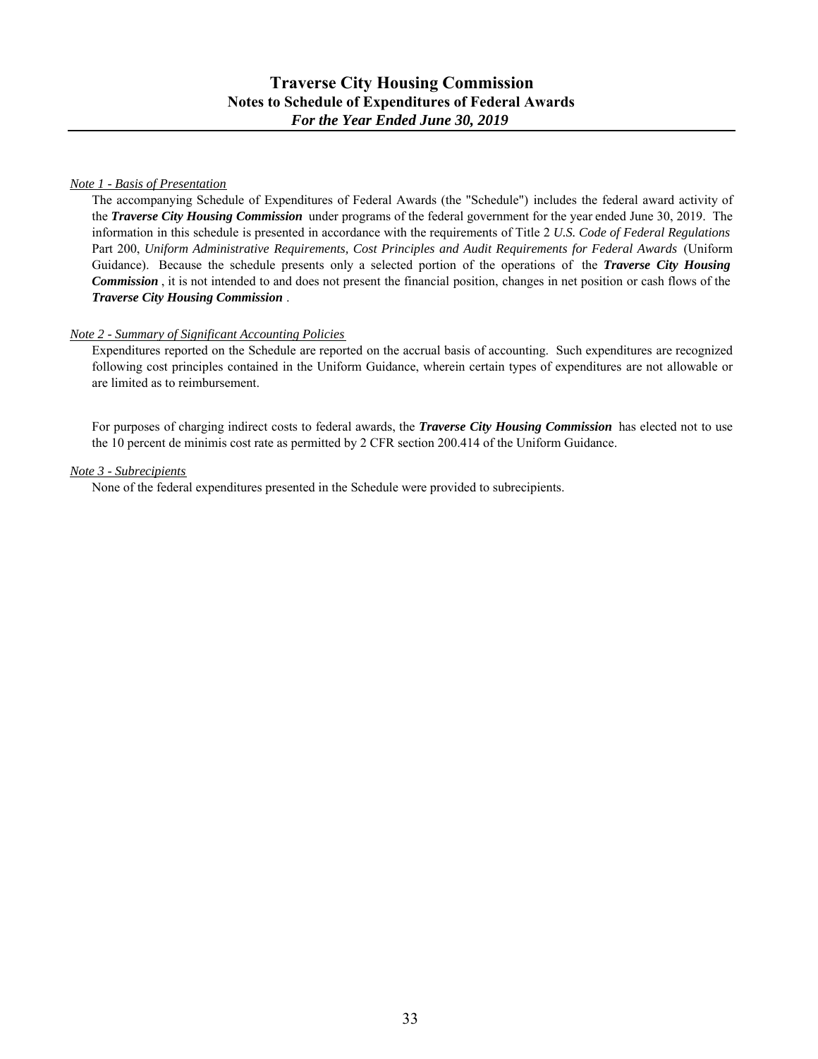# Traverse City Housing Commission
## Notes to Schedule of Expenditures of Federal Awards
### *For the Year Ended June 30, 2019*

*Note 1 - Basis of Presentation*

The accompanying Schedule of Expenditures of Federal Awards (the "Schedule") includes the federal award activity of the ***Traverse City Housing Commission*** under programs of the federal government for the year ended June 30, 2019. The information in this schedule is presented in accordance with the requirements of Title 2 *U.S. Code of Federal Regulations* Part 200, *Uniform Administrative Requirements, Cost Principles and Audit Requirements for Federal Awards* (Uniform Guidance). Because the schedule presents only a selected portion of the operations of the ***Traverse City Housing Commission*** , it is not intended to and does not present the financial position, changes in net position or cash flows of the ***Traverse City Housing Commission*** .

*Note 2 - Summary of Significant Accounting Policies*

Expenditures reported on the Schedule are reported on the accrual basis of accounting. Such expenditures are recognized following cost principles contained in the Uniform Guidance, wherein certain types of expenditures are not allowable or are limited as to reimbursement.

For purposes of charging indirect costs to federal awards, the ***Traverse City Housing Commission*** has elected not to use the 10 percent de minimis cost rate as permitted by 2 CFR section 200.414 of the Uniform Guidance.

*Note 3 - Subrecipients*

None of the federal expenditures presented in the Schedule were provided to subrecipients.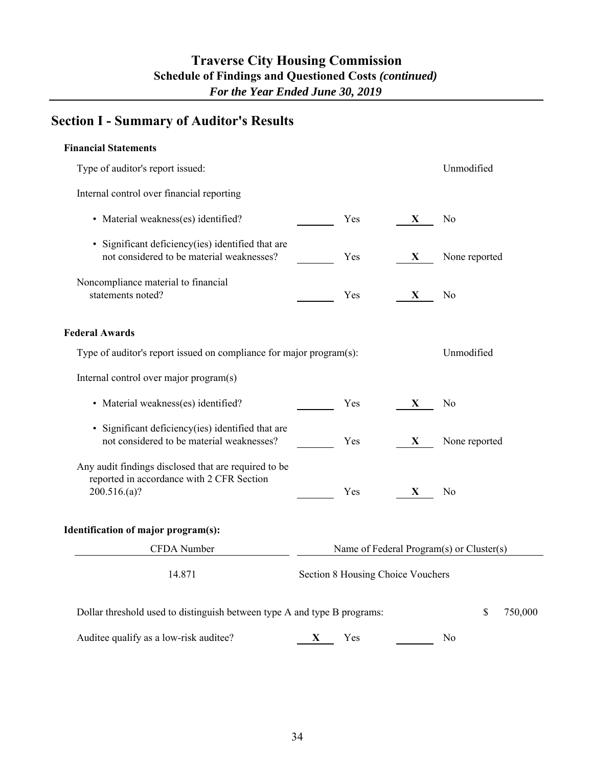# Traverse City Housing Commission
## Schedule of Findings and Questioned Costs *(continued)*
### *For the Year Ended June 30, 2019*

## Section I - Summary of Auditor's Results

**Financial Statements**

| | | | | |
|---|---|---|---|---|
| Type of auditor's report issued: | | | | Unmodified |
| Internal control over financial reporting | | | | |
| • Material weakness(es) identified? | | Yes | X | No |
| • Significant deficiency(ies) identified that are not considered to be material weaknesses? | | Yes | X | None reported |
| Noncompliance material to financial statements noted? | | Yes | X | No |

**Federal Awards**

| | | | | |
|---|---|---|---|---|
| Type of auditor's report issued on compliance for major program(s): | | | | Unmodified |
| Internal control over major program(s) | | | | |
| • Material weakness(es) identified? | | Yes | X | No |
| • Significant deficiency(ies) identified that are not considered to be material weaknesses? | | Yes | X | None reported |
| Any audit findings disclosed that are required to be reported in accordance with 2 CFR Section 200.516.(a)? | | Yes | X | No |

**Identification of major program(s):**

| CFDA Number | Name of Federal Program(s) or Cluster(s) |
|---|---|
| 14.871 | Section 8 Housing Choice Vouchers |

Dollar threshold used to distinguish between type A and type B programs: $ 750,000

| | | | | |
|---|---|---|---|---|
| Auditee qualify as a low-risk auditee? | X | Yes | | No |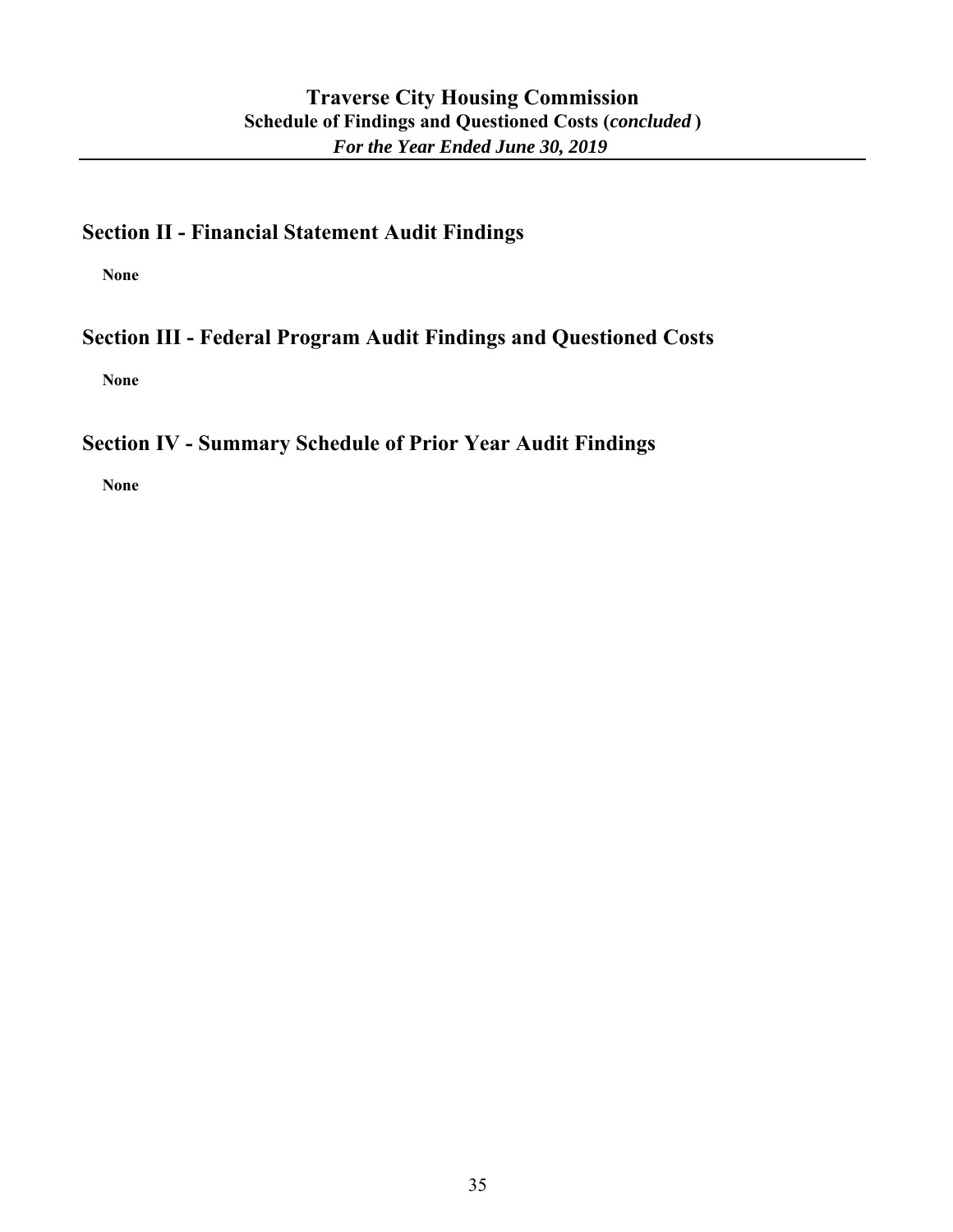# Traverse City Housing Commission

**Schedule of Findings and Questioned Costs (*concluded*)**

***For the Year Ended June 30, 2019***

## Section II - Financial Statement Audit Findings

**None**

## Section III - Federal Program Audit Findings and Questioned Costs

**None**

## Section IV - Summary Schedule of Prior Year Audit Findings

**None**